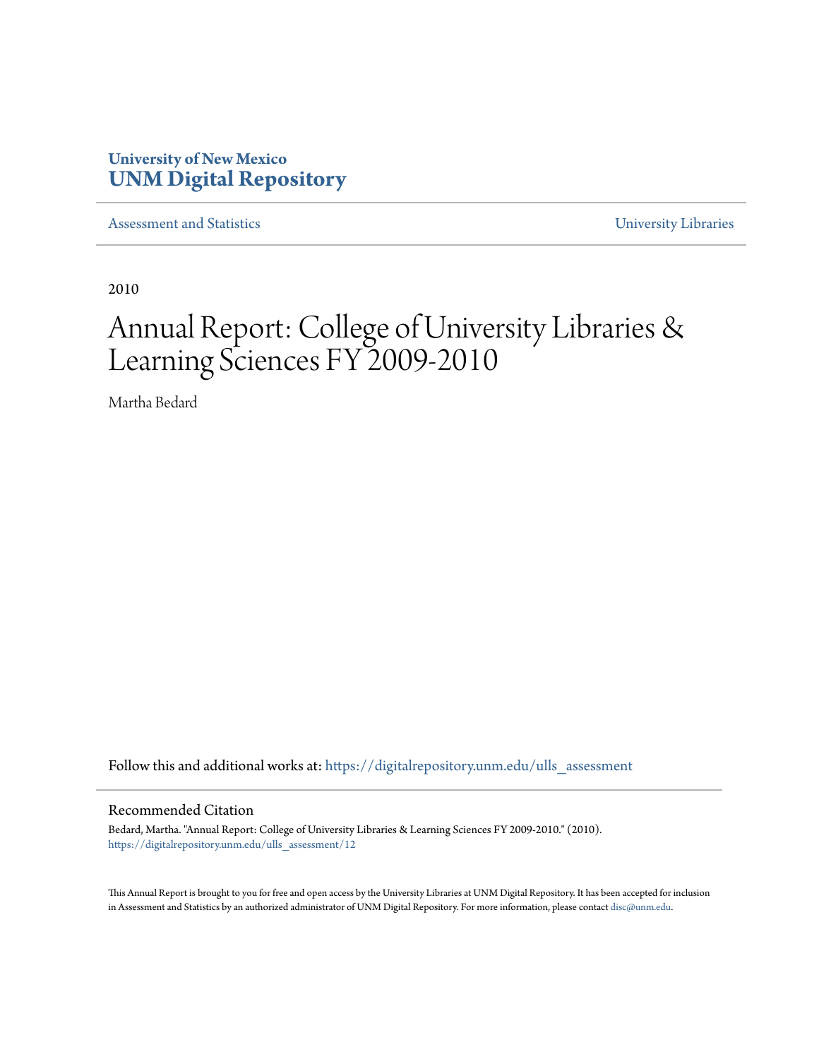University of New Mexico
**UNM Digital Repository**

Assessment and Statistics | University Libraries

2010

# Annual Report: College of University Libraries & Learning Sciences FY 2009-2010

Martha Bedard

Follow this and additional works at: https://digitalrepository.unm.edu/ulls_assessment

## Recommended Citation

Bedard, Martha. "Annual Report: College of University Libraries & Learning Sciences FY 2009-2010." (2010). https://digitalrepository.unm.edu/ulls_assessment/12

This Annual Report is brought to you for free and open access by the University Libraries at UNM Digital Repository. It has been accepted for inclusion in Assessment and Statistics by an authorized administrator of UNM Digital Repository. For more information, please contact disc@unm.edu.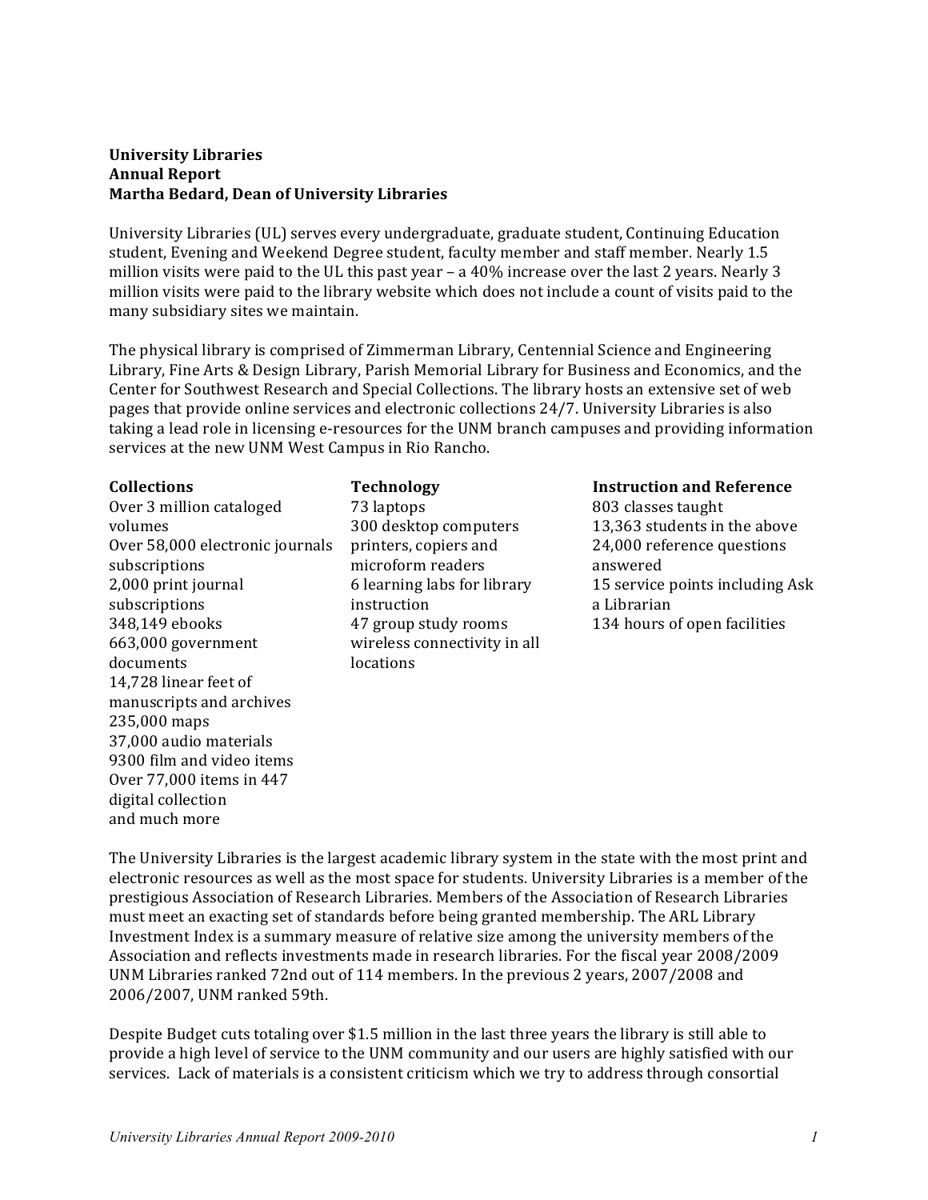**University Libraries**
**Annual Report**
**Martha Bedard, Dean of University Libraries**

University Libraries (UL) serves every undergraduate, graduate student, Continuing Education student, Evening and Weekend Degree student, faculty member and staff member. Nearly 1.5 million visits were paid to the UL this past year – a 40% increase over the last 2 years. Nearly 3 million visits were paid to the library website which does not include a count of visits paid to the many subsidiary sites we maintain.

The physical library is comprised of Zimmerman Library, Centennial Science and Engineering Library, Fine Arts & Design Library, Parish Memorial Library for Business and Economics, and the Center for Southwest Research and Special Collections. The library hosts an extensive set of web pages that provide online services and electronic collections 24/7. University Libraries is also taking a lead role in licensing e-resources for the UNM branch campuses and providing information services at the new UNM West Campus in Rio Rancho.

**Collections**

Over 3 million cataloged volumes
Over 58,000 electronic journals subscriptions
2,000 print journal subscriptions
348,149 ebooks
663,000 government documents
14,728 linear feet of manuscripts and archives
235,000 maps
37,000 audio materials
9300 film and video items
Over 77,000 items in 447 digital collection
and much more

**Technology**

73 laptops
300 desktop computers
printers, copiers and microform readers
6 learning labs for library instruction
47 group study rooms
wireless connectivity in all locations

**Instruction and Reference**

803 classes taught
13,363 students in the above
24,000 reference questions answered
15 service points including Ask a Librarian
134 hours of open facilities

The University Libraries is the largest academic library system in the state with the most print and electronic resources as well as the most space for students. University Libraries is a member of the prestigious Association of Research Libraries. Members of the Association of Research Libraries must meet an exacting set of standards before being granted membership. The ARL Library Investment Index is a summary measure of relative size among the university members of the Association and reflects investments made in research libraries. For the fiscal year 2008/2009 UNM Libraries ranked 72nd out of 114 members. In the previous 2 years, 2007/2008 and 2006/2007, UNM ranked 59th.

Despite Budget cuts totaling over $1.5 million in the last three years the library is still able to provide a high level of service to the UNM community and our users are highly satisfied with our services. Lack of materials is a consistent criticism which we try to address through consortial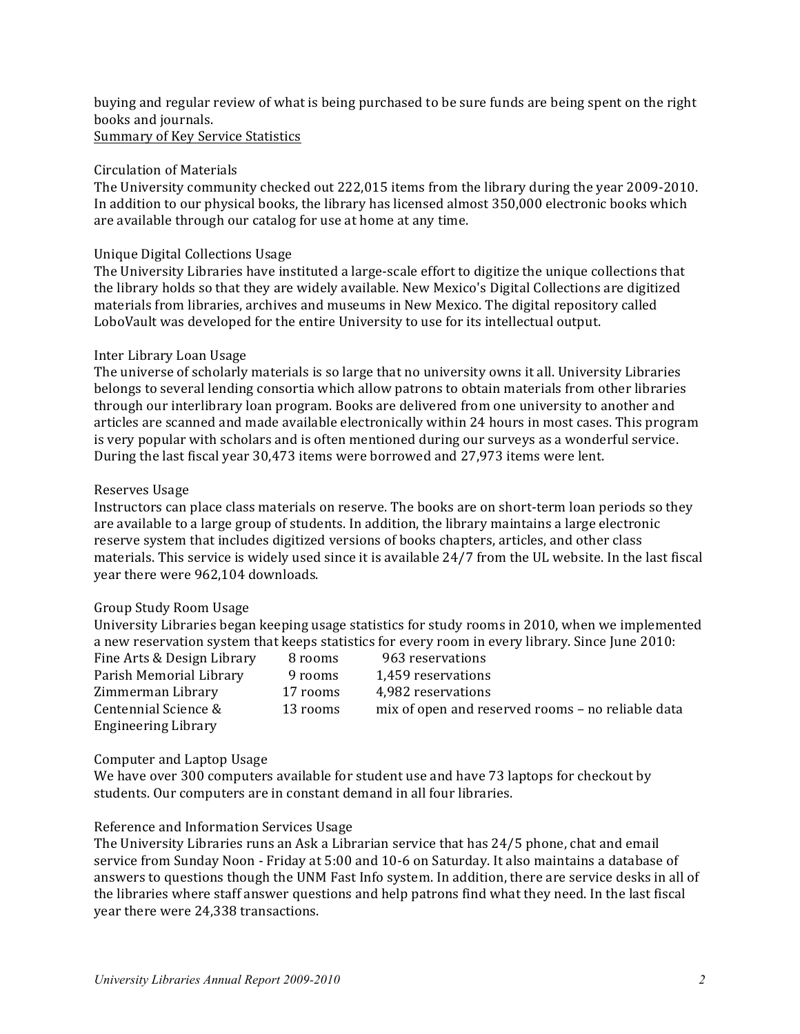buying and regular review of what is being purchased to be sure funds are being spent on the right books and journals.

## Summary of Key Service Statistics

### Circulation of Materials

The University community checked out 222,015 items from the library during the year 2009-2010. In addition to our physical books, the library has licensed almost 350,000 electronic books which are available through our catalog for use at home at any time.

### Unique Digital Collections Usage

The University Libraries have instituted a large-scale effort to digitize the unique collections that the library holds so that they are widely available. New Mexico's Digital Collections are digitized materials from libraries, archives and museums in New Mexico. The digital repository called LoboVault was developed for the entire University to use for its intellectual output.

### Inter Library Loan Usage

The universe of scholarly materials is so large that no university owns it all. University Libraries belongs to several lending consortia which allow patrons to obtain materials from other libraries through our interlibrary loan program. Books are delivered from one university to another and articles are scanned and made available electronically within 24 hours in most cases. This program is very popular with scholars and is often mentioned during our surveys as a wonderful service. During the last fiscal year 30,473 items were borrowed and 27,973 items were lent.

### Reserves Usage

Instructors can place class materials on reserve. The books are on short-term loan periods so they are available to a large group of students. In addition, the library maintains a large electronic reserve system that includes digitized versions of books chapters, articles, and other class materials. This service is widely used since it is available 24/7 from the UL website. In the last fiscal year there were 962,104 downloads.

### Group Study Room Usage

University Libraries began keeping usage statistics for study rooms in 2010, when we implemented a new reservation system that keeps statistics for every room in every library. Since June 2010:

| Library | Rooms | Reservations |
|---|---|---|
| Fine Arts & Design Library | 8 rooms | 963 reservations |
| Parish Memorial Library | 9 rooms | 1,459 reservations |
| Zimmerman Library | 17 rooms | 4,982 reservations |
| Centennial Science & Engineering Library | 13 rooms | mix of open and reserved rooms – no reliable data |

### Computer and Laptop Usage

We have over 300 computers available for student use and have 73 laptops for checkout by students. Our computers are in constant demand in all four libraries.

### Reference and Information Services Usage

The University Libraries runs an Ask a Librarian service that has 24/5 phone, chat and email service from Sunday Noon - Friday at 5:00 and 10-6 on Saturday. It also maintains a database of answers to questions though the UNM Fast Info system. In addition, there are service desks in all of the libraries where staff answer questions and help patrons find what they need. In the last fiscal year there were 24,338 transactions.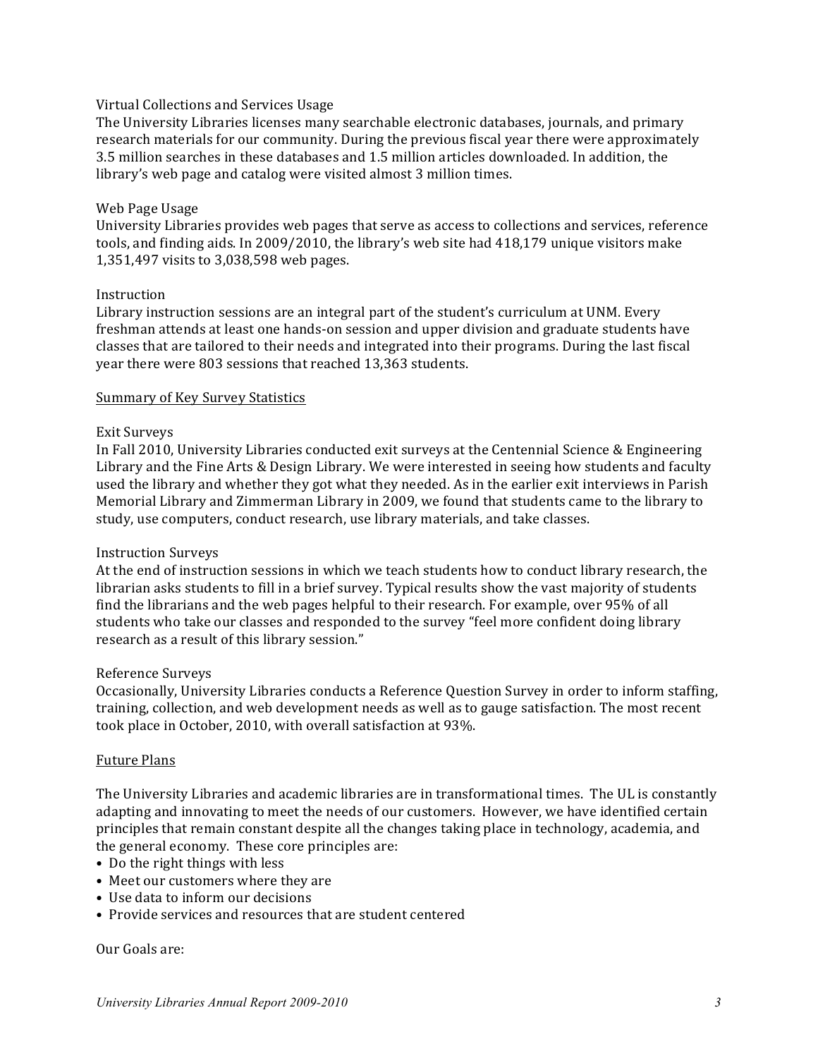Virtual Collections and Services Usage

The University Libraries licenses many searchable electronic databases, journals, and primary research materials for our community. During the previous fiscal year there were approximately 3.5 million searches in these databases and 1.5 million articles downloaded. In addition, the library's web page and catalog were visited almost 3 million times.

Web Page Usage

University Libraries provides web pages that serve as access to collections and services, reference tools, and finding aids. In 2009/2010, the library's web site had 418,179 unique visitors make 1,351,497 visits to 3,038,598 web pages.

Instruction

Library instruction sessions are an integral part of the student's curriculum at UNM. Every freshman attends at least one hands-on session and upper division and graduate students have classes that are tailored to their needs and integrated into their programs. During the last fiscal year there were 803 sessions that reached 13,363 students.

## Summary of Key Survey Statistics

Exit Surveys

In Fall 2010, University Libraries conducted exit surveys at the Centennial Science & Engineering Library and the Fine Arts & Design Library. We were interested in seeing how students and faculty used the library and whether they got what they needed. As in the earlier exit interviews in Parish Memorial Library and Zimmerman Library in 2009, we found that students came to the library to study, use computers, conduct research, use library materials, and take classes.

Instruction Surveys

At the end of instruction sessions in which we teach students how to conduct library research, the librarian asks students to fill in a brief survey. Typical results show the vast majority of students find the librarians and the web pages helpful to their research. For example, over 95% of all students who take our classes and responded to the survey "feel more confident doing library research as a result of this library session."

Reference Surveys

Occasionally, University Libraries conducts a Reference Question Survey in order to inform staffing, training, collection, and web development needs as well as to gauge satisfaction. The most recent took place in October, 2010, with overall satisfaction at 93%.

## Future Plans

The University Libraries and academic libraries are in transformational times. The UL is constantly adapting and innovating to meet the needs of our customers. However, we have identified certain principles that remain constant despite all the changes taking place in technology, academia, and the general economy. These core principles are:

- Do the right things with less
- Meet our customers where they are
- Use data to inform our decisions
- Provide services and resources that are student centered

Our Goals are: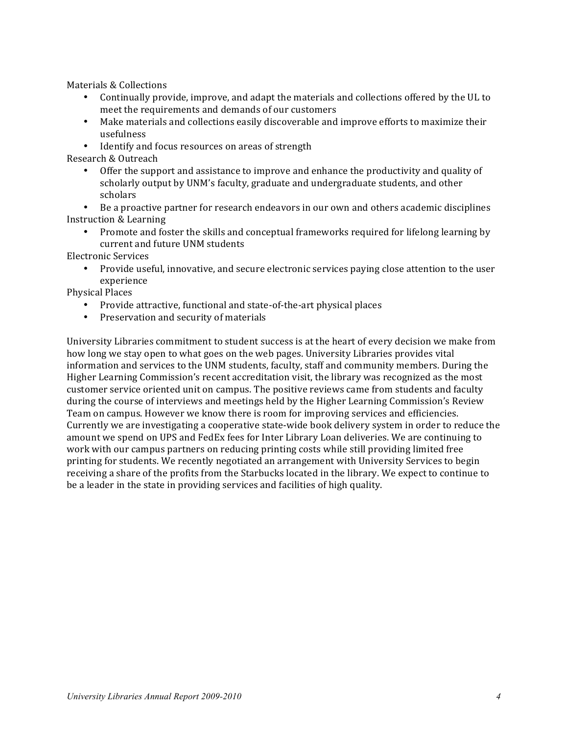Materials & Collections

- Continually provide, improve, and adapt the materials and collections offered by the UL to meet the requirements and demands of our customers
- Make materials and collections easily discoverable and improve efforts to maximize their usefulness
- Identify and focus resources on areas of strength

Research & Outreach

- Offer the support and assistance to improve and enhance the productivity and quality of scholarly output by UNM's faculty, graduate and undergraduate students, and other scholars
- Be a proactive partner for research endeavors in our own and others academic disciplines

Instruction & Learning

- Promote and foster the skills and conceptual frameworks required for lifelong learning by current and future UNM students

Electronic Services

- Provide useful, innovative, and secure electronic services paying close attention to the user experience

Physical Places

- Provide attractive, functional and state-of-the-art physical places
- Preservation and security of materials

University Libraries commitment to student success is at the heart of every decision we make from how long we stay open to what goes on the web pages. University Libraries provides vital information and services to the UNM students, faculty, staff and community members. During the Higher Learning Commission's recent accreditation visit, the library was recognized as the most customer service oriented unit on campus. The positive reviews came from students and faculty during the course of interviews and meetings held by the Higher Learning Commission's Review Team on campus. However we know there is room for improving services and efficiencies. Currently we are investigating a cooperative state-wide book delivery system in order to reduce the amount we spend on UPS and FedEx fees for Inter Library Loan deliveries. We are continuing to work with our campus partners on reducing printing costs while still providing limited free printing for students. We recently negotiated an arrangement with University Services to begin receiving a share of the profits from the Starbucks located in the library. We expect to continue to be a leader in the state in providing services and facilities of high quality.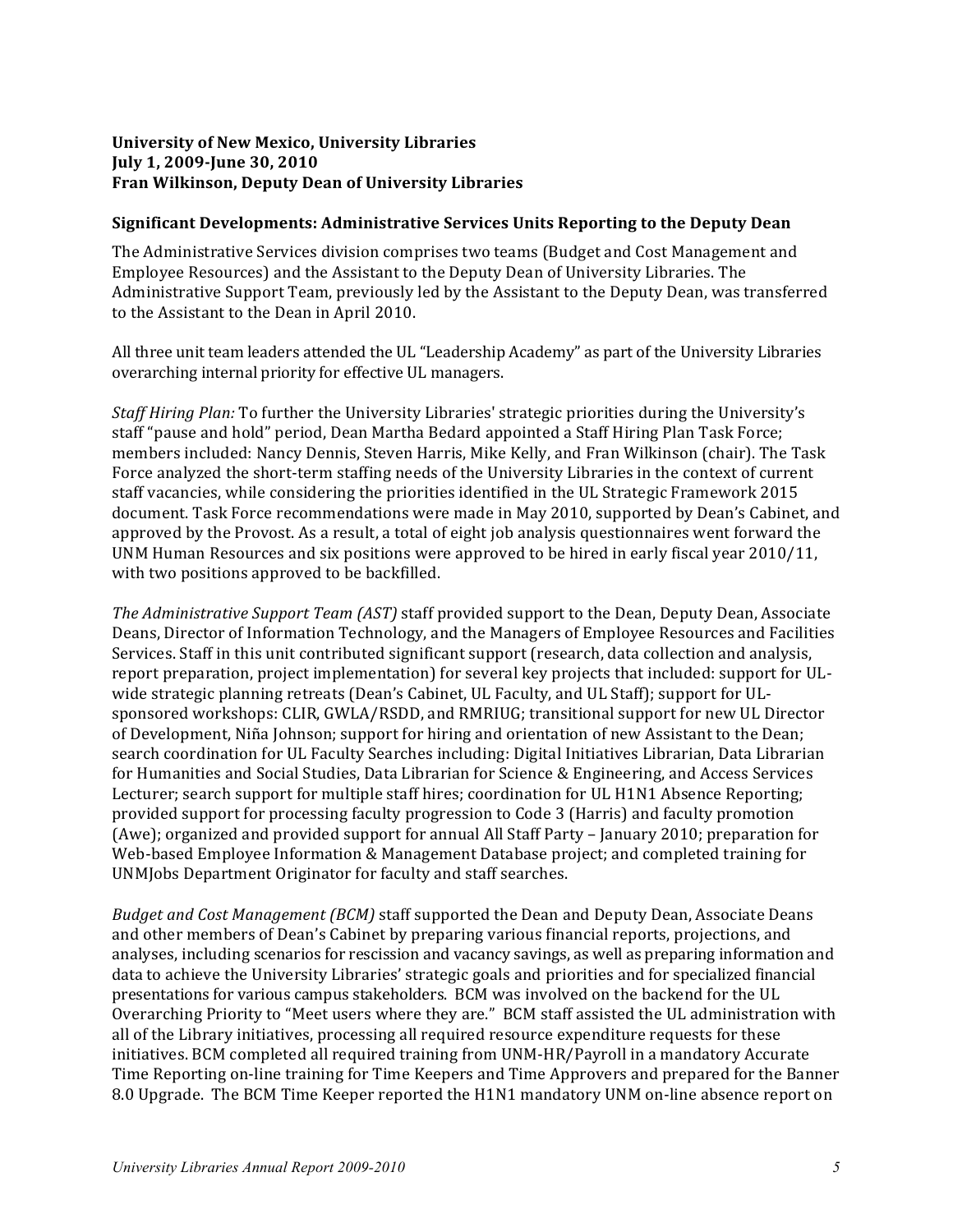**University of New Mexico, University Libraries**
**July 1, 2009-June 30, 2010**
**Fran Wilkinson, Deputy Dean of University Libraries**

## Significant Developments: Administrative Services Units Reporting to the Deputy Dean

The Administrative Services division comprises two teams (Budget and Cost Management and Employee Resources) and the Assistant to the Deputy Dean of University Libraries. The Administrative Support Team, previously led by the Assistant to the Deputy Dean, was transferred to the Assistant to the Dean in April 2010.

All three unit team leaders attended the UL "Leadership Academy" as part of the University Libraries overarching internal priority for effective UL managers.

*Staff Hiring Plan:* To further the University Libraries' strategic priorities during the University's staff "pause and hold" period, Dean Martha Bedard appointed a Staff Hiring Plan Task Force; members included: Nancy Dennis, Steven Harris, Mike Kelly, and Fran Wilkinson (chair). The Task Force analyzed the short-term staffing needs of the University Libraries in the context of current staff vacancies, while considering the priorities identified in the UL Strategic Framework 2015 document. Task Force recommendations were made in May 2010, supported by Dean's Cabinet, and approved by the Provost. As a result, a total of eight job analysis questionnaires went forward the UNM Human Resources and six positions were approved to be hired in early fiscal year 2010/11, with two positions approved to be backfilled.

*The Administrative Support Team (AST)* staff provided support to the Dean, Deputy Dean, Associate Deans, Director of Information Technology, and the Managers of Employee Resources and Facilities Services. Staff in this unit contributed significant support (research, data collection and analysis, report preparation, project implementation) for several key projects that included: support for UL-wide strategic planning retreats (Dean's Cabinet, UL Faculty, and UL Staff); support for UL-sponsored workshops: CLIR, GWLA/RSDD, and RMRIUG; transitional support for new UL Director of Development, Niña Johnson; support for hiring and orientation of new Assistant to the Dean; search coordination for UL Faculty Searches including: Digital Initiatives Librarian, Data Librarian for Humanities and Social Studies, Data Librarian for Science & Engineering, and Access Services Lecturer; search support for multiple staff hires; coordination for UL H1N1 Absence Reporting; provided support for processing faculty progression to Code 3 (Harris) and faculty promotion (Awe); organized and provided support for annual All Staff Party – January 2010; preparation for Web-based Employee Information & Management Database project; and completed training for UNMJobs Department Originator for faculty and staff searches.

*Budget and Cost Management (BCM)* staff supported the Dean and Deputy Dean, Associate Deans and other members of Dean's Cabinet by preparing various financial reports, projections, and analyses, including scenarios for rescission and vacancy savings, as well as preparing information and data to achieve the University Libraries' strategic goals and priorities and for specialized financial presentations for various campus stakeholders. BCM was involved on the backend for the UL Overarching Priority to "Meet users where they are." BCM staff assisted the UL administration with all of the Library initiatives, processing all required resource expenditure requests for these initiatives. BCM completed all required training from UNM-HR/Payroll in a mandatory Accurate Time Reporting on-line training for Time Keepers and Time Approvers and prepared for the Banner 8.0 Upgrade. The BCM Time Keeper reported the H1N1 mandatory UNM on-line absence report on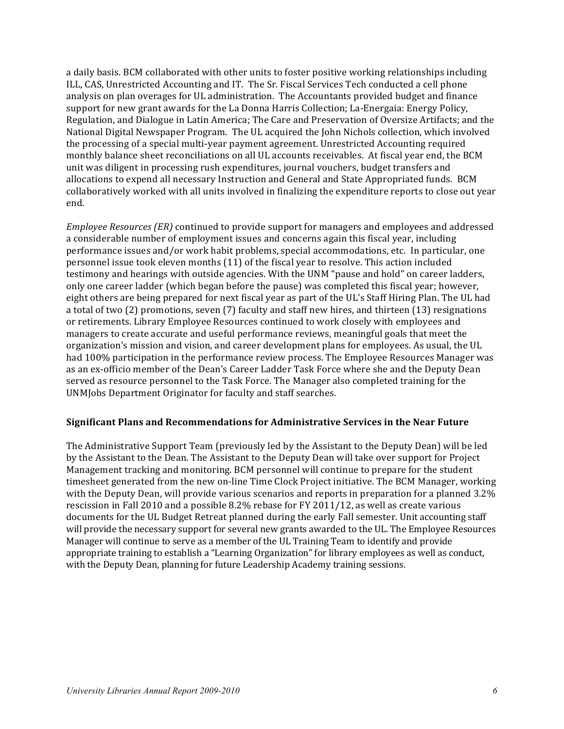a daily basis. BCM collaborated with other units to foster positive working relationships including ILL, CAS, Unrestricted Accounting and IT. The Sr. Fiscal Services Tech conducted a cell phone analysis on plan overages for UL administration. The Accountants provided budget and finance support for new grant awards for the La Donna Harris Collection; La-Energaia: Energy Policy, Regulation, and Dialogue in Latin America; The Care and Preservation of Oversize Artifacts; and the National Digital Newspaper Program. The UL acquired the John Nichols collection, which involved the processing of a special multi-year payment agreement. Unrestricted Accounting required monthly balance sheet reconciliations on all UL accounts receivables. At fiscal year end, the BCM unit was diligent in processing rush expenditures, journal vouchers, budget transfers and allocations to expend all necessary Instruction and General and State Appropriated funds. BCM collaboratively worked with all units involved in finalizing the expenditure reports to close out year end.

*Employee Resources (ER)* continued to provide support for managers and employees and addressed a considerable number of employment issues and concerns again this fiscal year, including performance issues and/or work habit problems, special accommodations, etc. In particular, one personnel issue took eleven months (11) of the fiscal year to resolve. This action included testimony and hearings with outside agencies. With the UNM "pause and hold" on career ladders, only one career ladder (which began before the pause) was completed this fiscal year; however, eight others are being prepared for next fiscal year as part of the UL's Staff Hiring Plan. The UL had a total of two (2) promotions, seven (7) faculty and staff new hires, and thirteen (13) resignations or retirements. Library Employee Resources continued to work closely with employees and managers to create accurate and useful performance reviews, meaningful goals that meet the organization's mission and vision, and career development plans for employees. As usual, the UL had 100% participation in the performance review process. The Employee Resources Manager was as an ex-officio member of the Dean's Career Ladder Task Force where she and the Deputy Dean served as resource personnel to the Task Force. The Manager also completed training for the UNMJobs Department Originator for faculty and staff searches.

**Significant Plans and Recommendations for Administrative Services in the Near Future**

The Administrative Support Team (previously led by the Assistant to the Deputy Dean) will be led by the Assistant to the Dean. The Assistant to the Deputy Dean will take over support for Project Management tracking and monitoring. BCM personnel will continue to prepare for the student timesheet generated from the new on-line Time Clock Project initiative. The BCM Manager, working with the Deputy Dean, will provide various scenarios and reports in preparation for a planned 3.2% rescission in Fall 2010 and a possible 8.2% rebase for FY 2011/12, as well as create various documents for the UL Budget Retreat planned during the early Fall semester. Unit accounting staff will provide the necessary support for several new grants awarded to the UL. The Employee Resources Manager will continue to serve as a member of the UL Training Team to identify and provide appropriate training to establish a "Learning Organization" for library employees as well as conduct, with the Deputy Dean, planning for future Leadership Academy training sessions.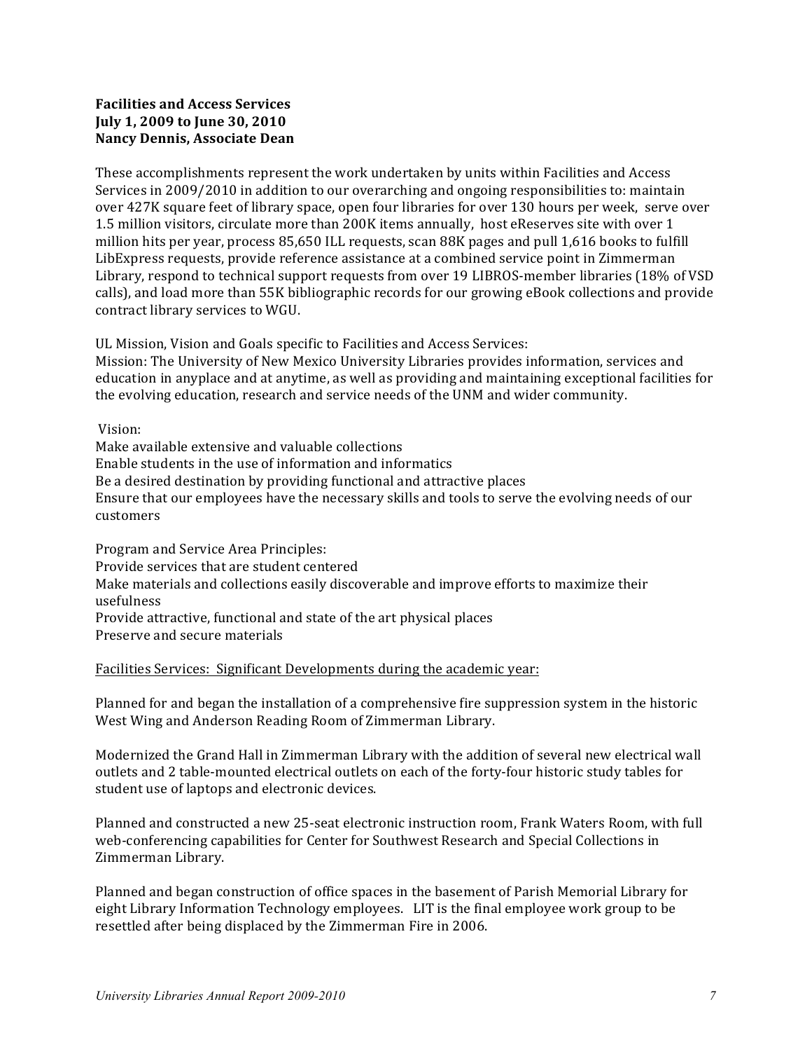**Facilities and Access Services**
**July 1, 2009 to June 30, 2010**
**Nancy Dennis, Associate Dean**

These accomplishments represent the work undertaken by units within Facilities and Access Services in 2009/2010 in addition to our overarching and ongoing responsibilities to: maintain over 427K square feet of library space, open four libraries for over 130 hours per week, serve over 1.5 million visitors, circulate more than 200K items annually, host eReserves site with over 1 million hits per year, process 85,650 ILL requests, scan 88K pages and pull 1,616 books to fulfill LibExpress requests, provide reference assistance at a combined service point in Zimmerman Library, respond to technical support requests from over 19 LIBROS-member libraries (18% of VSD calls), and load more than 55K bibliographic records for our growing eBook collections and provide contract library services to WGU.

UL Mission, Vision and Goals specific to Facilities and Access Services:
Mission: The University of New Mexico University Libraries provides information, services and education in anyplace and at anytime, as well as providing and maintaining exceptional facilities for the evolving education, research and service needs of the UNM and wider community.

Vision:
Make available extensive and valuable collections
Enable students in the use of information and informatics
Be a desired destination by providing functional and attractive places
Ensure that our employees have the necessary skills and tools to serve the evolving needs of our customers

Program and Service Area Principles:
Provide services that are student centered
Make materials and collections easily discoverable and improve efforts to maximize their usefulness
Provide attractive, functional and state of the art physical places
Preserve and secure materials

<u>Facilities Services: Significant Developments during the academic year:</u>

Planned for and began the installation of a comprehensive fire suppression system in the historic West Wing and Anderson Reading Room of Zimmerman Library.

Modernized the Grand Hall in Zimmerman Library with the addition of several new electrical wall outlets and 2 table-mounted electrical outlets on each of the forty-four historic study tables for student use of laptops and electronic devices.

Planned and constructed a new 25-seat electronic instruction room, Frank Waters Room, with full web-conferencing capabilities for Center for Southwest Research and Special Collections in Zimmerman Library.

Planned and began construction of office spaces in the basement of Parish Memorial Library for eight Library Information Technology employees. LIT is the final employee work group to be resettled after being displaced by the Zimmerman Fire in 2006.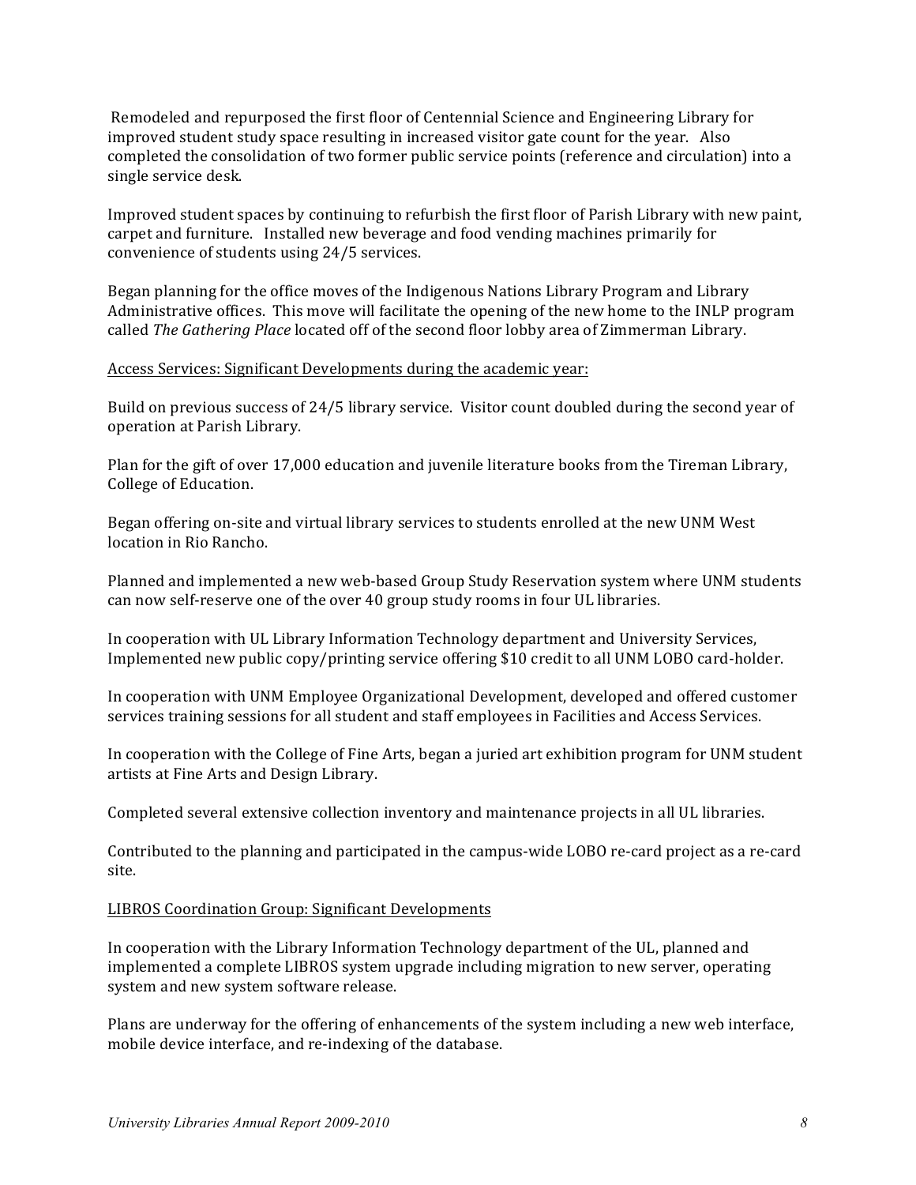Remodeled and repurposed the first floor of Centennial Science and Engineering Library for improved student study space resulting in increased visitor gate count for the year. Also completed the consolidation of two former public service points (reference and circulation) into a single service desk.

Improved student spaces by continuing to refurbish the first floor of Parish Library with new paint, carpet and furniture. Installed new beverage and food vending machines primarily for convenience of students using 24/5 services.

Began planning for the office moves of the Indigenous Nations Library Program and Library Administrative offices. This move will facilitate the opening of the new home to the INLP program called *The Gathering Place* located off of the second floor lobby area of Zimmerman Library.

<u>Access Services: Significant Developments during the academic year:</u>

Build on previous success of 24/5 library service. Visitor count doubled during the second year of operation at Parish Library.

Plan for the gift of over 17,000 education and juvenile literature books from the Tireman Library, College of Education.

Began offering on-site and virtual library services to students enrolled at the new UNM West location in Rio Rancho.

Planned and implemented a new web-based Group Study Reservation system where UNM students can now self-reserve one of the over 40 group study rooms in four UL libraries.

In cooperation with UL Library Information Technology department and University Services, Implemented new public copy/printing service offering $10 credit to all UNM LOBO card-holder.

In cooperation with UNM Employee Organizational Development, developed and offered customer services training sessions for all student and staff employees in Facilities and Access Services.

In cooperation with the College of Fine Arts, began a juried art exhibition program for UNM student artists at Fine Arts and Design Library.

Completed several extensive collection inventory and maintenance projects in all UL libraries.

Contributed to the planning and participated in the campus-wide LOBO re-card project as a re-card site.

<u>LIBROS Coordination Group: Significant Developments</u>

In cooperation with the Library Information Technology department of the UL, planned and implemented a complete LIBROS system upgrade including migration to new server, operating system and new system software release.

Plans are underway for the offering of enhancements of the system including a new web interface, mobile device interface, and re-indexing of the database.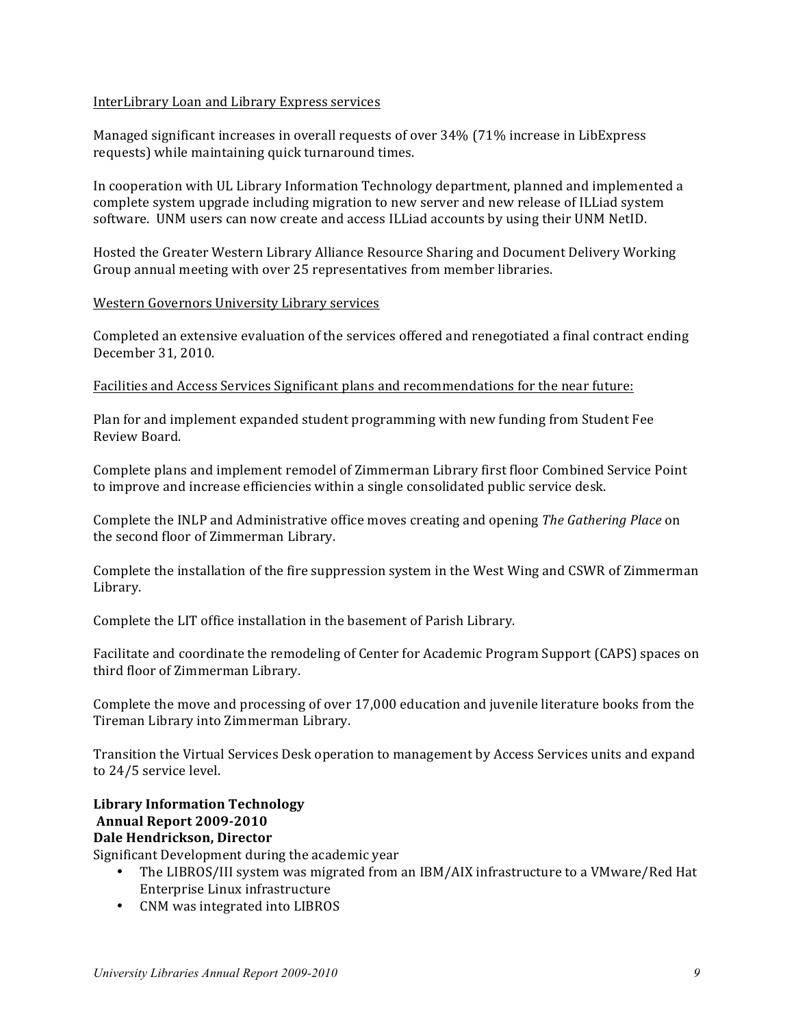<u>InterLibrary Loan and Library Express services</u>

Managed significant increases in overall requests of over 34% (71% increase in LibExpress requests) while maintaining quick turnaround times.

In cooperation with UL Library Information Technology department, planned and implemented a complete system upgrade including migration to new server and new release of ILLiad system software. UNM users can now create and access ILLiad accounts by using their UNM NetID.

Hosted the Greater Western Library Alliance Resource Sharing and Document Delivery Working Group annual meeting with over 25 representatives from member libraries.

<u>Western Governors University Library services</u>

Completed an extensive evaluation of the services offered and renegotiated a final contract ending December 31, 2010.

<u>Facilities and Access Services Significant plans and recommendations for the near future:</u>

Plan for and implement expanded student programming with new funding from Student Fee Review Board.

Complete plans and implement remodel of Zimmerman Library first floor Combined Service Point to improve and increase efficiencies within a single consolidated public service desk.

Complete the INLP and Administrative office moves creating and opening *The Gathering Place* on the second floor of Zimmerman Library.

Complete the installation of the fire suppression system in the West Wing and CSWR of Zimmerman Library.

Complete the LIT office installation in the basement of Parish Library.

Facilitate and coordinate the remodeling of Center for Academic Program Support (CAPS) spaces on third floor of Zimmerman Library.

Complete the move and processing of over 17,000 education and juvenile literature books from the Tireman Library into Zimmerman Library.

Transition the Virtual Services Desk operation to management by Access Services units and expand to 24/5 service level.

**Library Information Technology**
**Annual Report 2009-2010**
**Dale Hendrickson, Director**

Significant Development during the academic year

- The LIBROS/III system was migrated from an IBM/AIX infrastructure to a VMware/Red Hat Enterprise Linux infrastructure
- CNM was integrated into LIBROS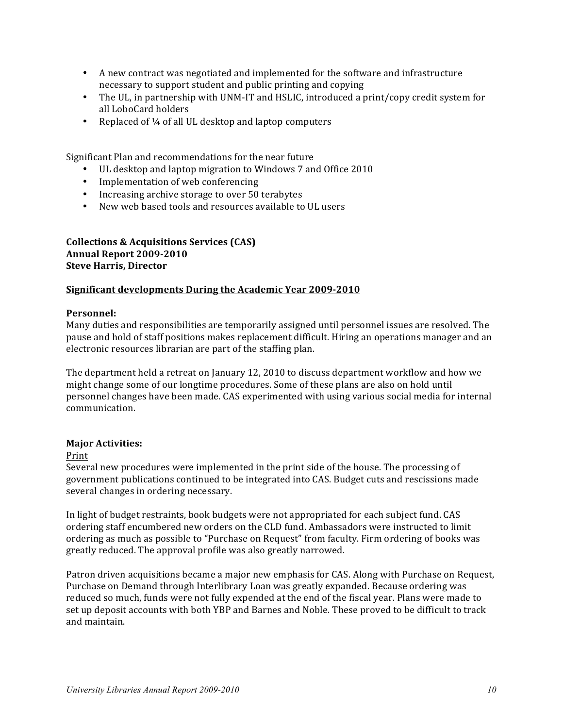- A new contract was negotiated and implemented for the software and infrastructure necessary to support student and public printing and copying
- The UL, in partnership with UNM-IT and HSLIC, introduced a print/copy credit system for all LoboCard holders
- Replaced of ¼ of all UL desktop and laptop computers

Significant Plan and recommendations for the near future

- UL desktop and laptop migration to Windows 7 and Office 2010
- Implementation of web conferencing
- Increasing archive storage to over 50 terabytes
- New web based tools and resources available to UL users

**Collections & Acquisitions Services (CAS)**
**Annual Report 2009-2010**
**Steve Harris, Director**

**Significant developments During the Academic Year 2009-2010**

**Personnel:**
Many duties and responsibilities are temporarily assigned until personnel issues are resolved. The pause and hold of staff positions makes replacement difficult. Hiring an operations manager and an electronic resources librarian are part of the staffing plan.

The department held a retreat on January 12, 2010 to discuss department workflow and how we might change some of our longtime procedures. Some of these plans are also on hold until personnel changes have been made. CAS experimented with using various social media for internal communication.

**Major Activities:**

Print

Several new procedures were implemented in the print side of the house. The processing of government publications continued to be integrated into CAS. Budget cuts and rescissions made several changes in ordering necessary.

In light of budget restraints, book budgets were not appropriated for each subject fund. CAS ordering staff encumbered new orders on the CLD fund. Ambassadors were instructed to limit ordering as much as possible to "Purchase on Request" from faculty. Firm ordering of books was greatly reduced. The approval profile was also greatly narrowed.

Patron driven acquisitions became a major new emphasis for CAS. Along with Purchase on Request, Purchase on Demand through Interlibrary Loan was greatly expanded. Because ordering was reduced so much, funds were not fully expended at the end of the fiscal year. Plans were made to set up deposit accounts with both YBP and Barnes and Noble. These proved to be difficult to track and maintain.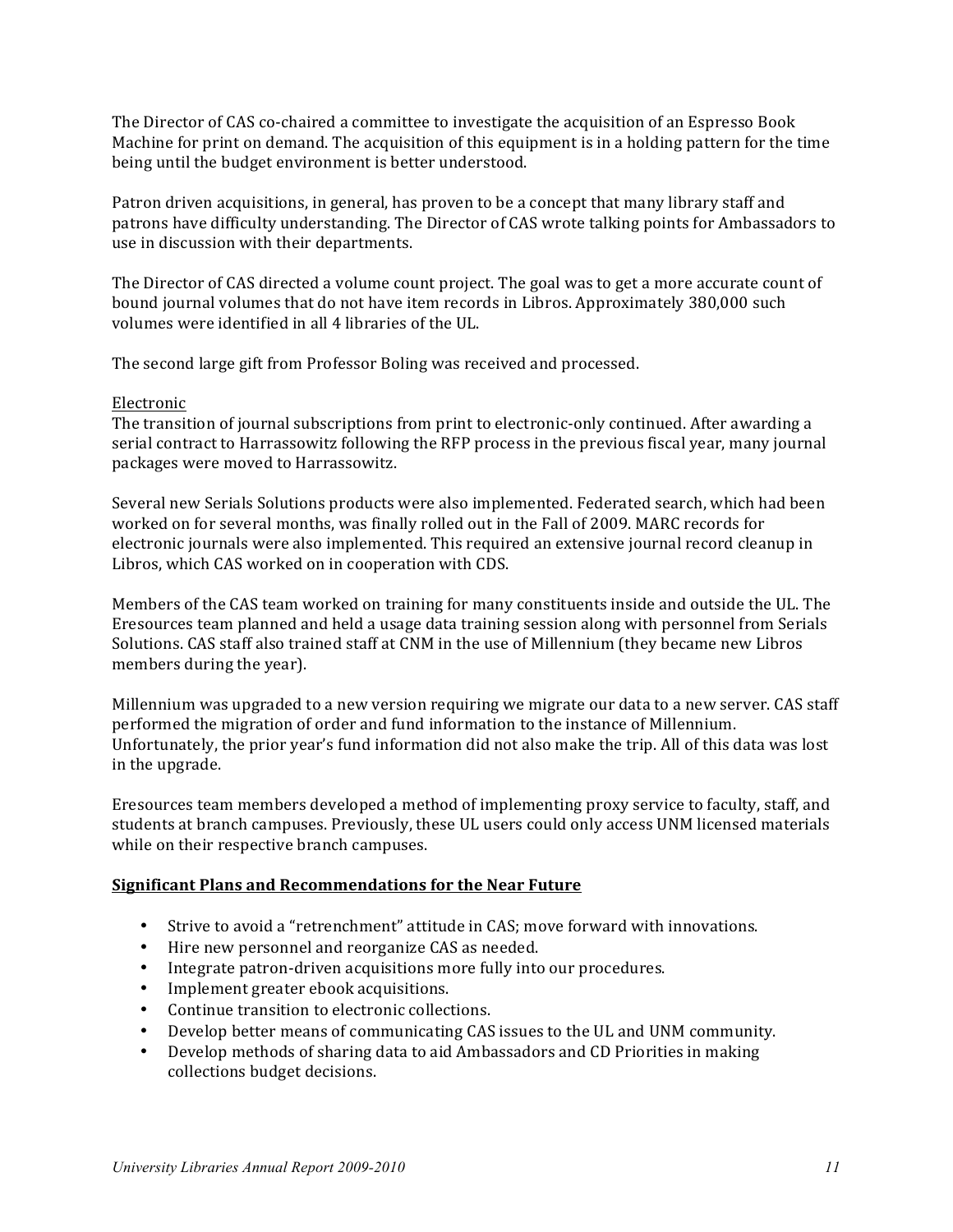The Director of CAS co-chaired a committee to investigate the acquisition of an Espresso Book Machine for print on demand. The acquisition of this equipment is in a holding pattern for the time being until the budget environment is better understood.

Patron driven acquisitions, in general, has proven to be a concept that many library staff and patrons have difficulty understanding. The Director of CAS wrote talking points for Ambassadors to use in discussion with their departments.

The Director of CAS directed a volume count project. The goal was to get a more accurate count of bound journal volumes that do not have item records in Libros. Approximately 380,000 such volumes were identified in all 4 libraries of the UL.

The second large gift from Professor Boling was received and processed.

Electronic

The transition of journal subscriptions from print to electronic-only continued. After awarding a serial contract to Harrassowitz following the RFP process in the previous fiscal year, many journal packages were moved to Harrassowitz.

Several new Serials Solutions products were also implemented. Federated search, which had been worked on for several months, was finally rolled out in the Fall of 2009. MARC records for electronic journals were also implemented. This required an extensive journal record cleanup in Libros, which CAS worked on in cooperation with CDS.

Members of the CAS team worked on training for many constituents inside and outside the UL. The Eresources team planned and held a usage data training session along with personnel from Serials Solutions. CAS staff also trained staff at CNM in the use of Millennium (they became new Libros members during the year).

Millennium was upgraded to a new version requiring we migrate our data to a new server. CAS staff performed the migration of order and fund information to the instance of Millennium. Unfortunately, the prior year's fund information did not also make the trip. All of this data was lost in the upgrade.

Eresources team members developed a method of implementing proxy service to faculty, staff, and students at branch campuses. Previously, these UL users could only access UNM licensed materials while on their respective branch campuses.

**Significant Plans and Recommendations for the Near Future**

- Strive to avoid a "retrenchment" attitude in CAS; move forward with innovations.
- Hire new personnel and reorganize CAS as needed.
- Integrate patron-driven acquisitions more fully into our procedures.
- Implement greater ebook acquisitions.
- Continue transition to electronic collections.
- Develop better means of communicating CAS issues to the UL and UNM community.
- Develop methods of sharing data to aid Ambassadors and CD Priorities in making collections budget decisions.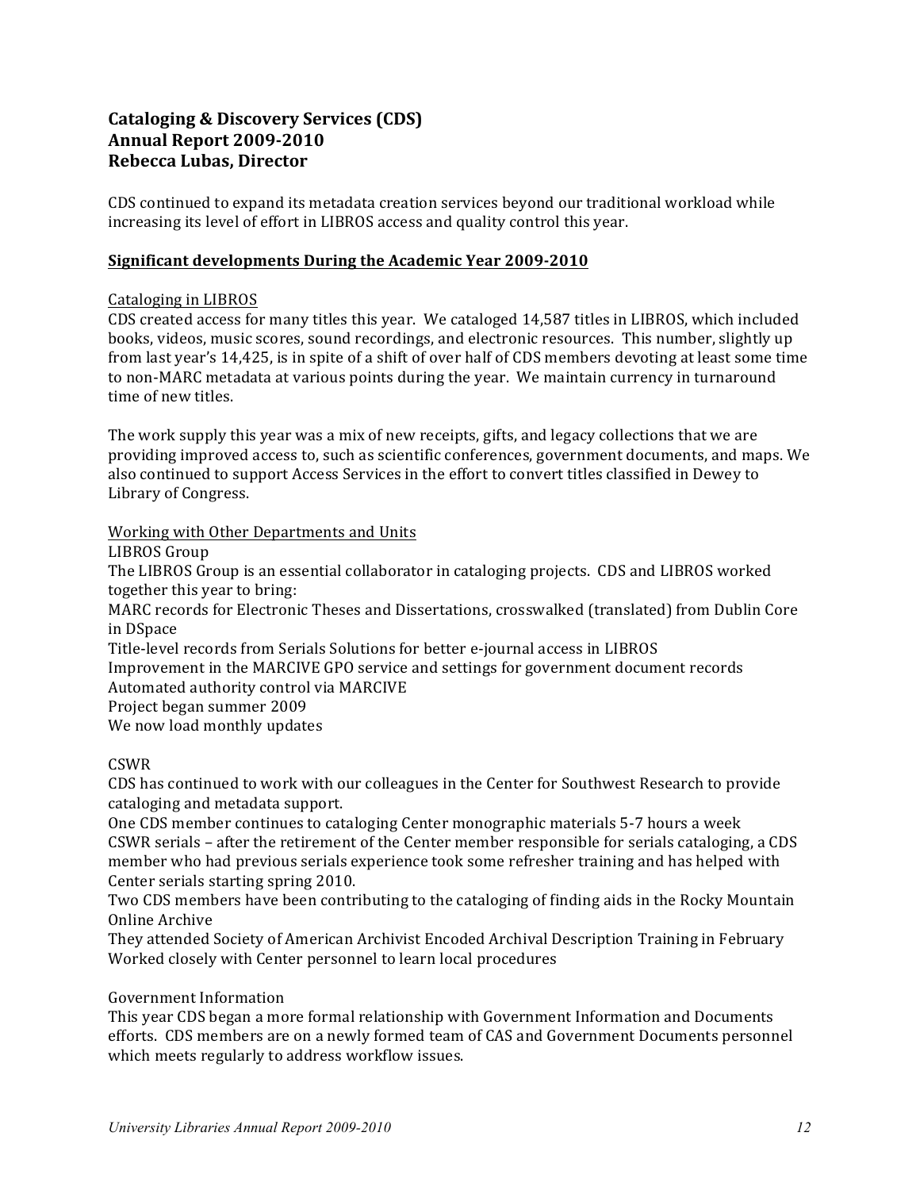## Cataloging & Discovery Services (CDS)
## Annual Report 2009-2010
## Rebecca Lubas, Director

CDS continued to expand its metadata creation services beyond our traditional workload while increasing its level of effort in LIBROS access and quality control this year.

### <u>Significant developments During the Academic Year 2009-2010</u>

<u>Cataloging in LIBROS</u>

CDS created access for many titles this year. We cataloged 14,587 titles in LIBROS, which included books, videos, music scores, sound recordings, and electronic resources. This number, slightly up from last year's 14,425, is in spite of a shift of over half of CDS members devoting at least some time to non-MARC metadata at various points during the year. We maintain currency in turnaround time of new titles.

The work supply this year was a mix of new receipts, gifts, and legacy collections that we are providing improved access to, such as scientific conferences, government documents, and maps. We also continued to support Access Services in the effort to convert titles classified in Dewey to Library of Congress.

<u>Working with Other Departments and Units</u>

LIBROS Group

The LIBROS Group is an essential collaborator in cataloging projects. CDS and LIBROS worked together this year to bring:

MARC records for Electronic Theses and Dissertations, crosswalked (translated) from Dublin Core in DSpace

Title-level records from Serials Solutions for better e-journal access in LIBROS

Improvement in the MARCIVE GPO service and settings for government document records

Automated authority control via MARCIVE

Project began summer 2009

We now load monthly updates

CSWR

CDS has continued to work with our colleagues in the Center for Southwest Research to provide cataloging and metadata support.

One CDS member continues to cataloging Center monographic materials 5-7 hours a week

CSWR serials – after the retirement of the Center member responsible for serials cataloging, a CDS member who had previous serials experience took some refresher training and has helped with Center serials starting spring 2010.

Two CDS members have been contributing to the cataloging of finding aids in the Rocky Mountain Online Archive

They attended Society of American Archivist Encoded Archival Description Training in February

Worked closely with Center personnel to learn local procedures

Government Information

This year CDS began a more formal relationship with Government Information and Documents efforts. CDS members are on a newly formed team of CAS and Government Documents personnel which meets regularly to address workflow issues.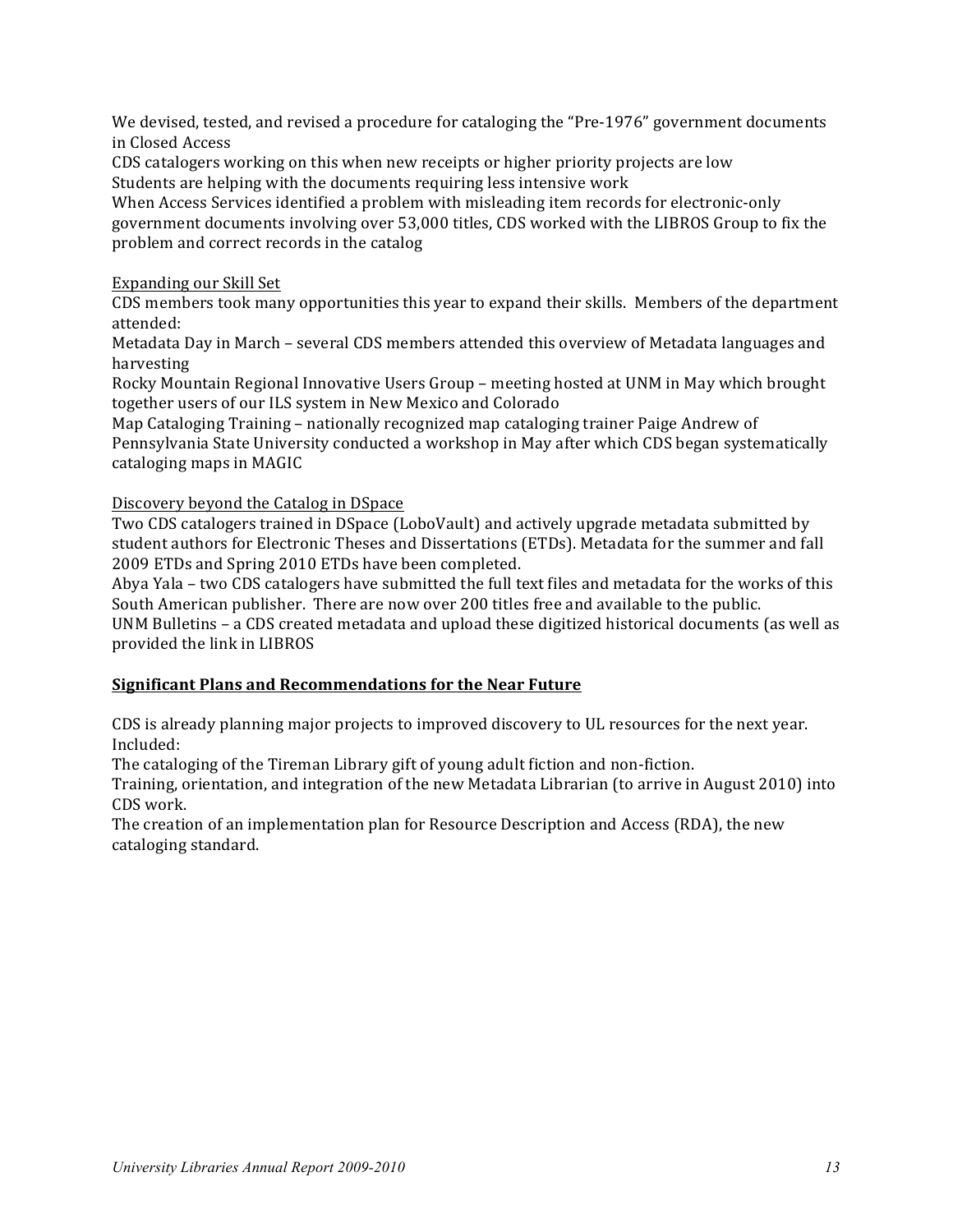We devised, tested, and revised a procedure for cataloging the "Pre-1976" government documents in Closed Access

CDS catalogers working on this when new receipts or higher priority projects are low

Students are helping with the documents requiring less intensive work

When Access Services identified a problem with misleading item records for electronic-only government documents involving over 53,000 titles, CDS worked with the LIBROS Group to fix the problem and correct records in the catalog

<u>Expanding our Skill Set</u>

CDS members took many opportunities this year to expand their skills. Members of the department attended:

Metadata Day in March – several CDS members attended this overview of Metadata languages and harvesting

Rocky Mountain Regional Innovative Users Group – meeting hosted at UNM in May which brought together users of our ILS system in New Mexico and Colorado

Map Cataloging Training – nationally recognized map cataloging trainer Paige Andrew of Pennsylvania State University conducted a workshop in May after which CDS began systematically cataloging maps in MAGIC

<u>Discovery beyond the Catalog in DSpace</u>

Two CDS catalogers trained in DSpace (LoboVault) and actively upgrade metadata submitted by student authors for Electronic Theses and Dissertations (ETDs). Metadata for the summer and fall 2009 ETDs and Spring 2010 ETDs have been completed.

Abya Yala – two CDS catalogers have submitted the full text files and metadata for the works of this South American publisher. There are now over 200 titles free and available to the public.

UNM Bulletins – a CDS created metadata and upload these digitized historical documents (as well as provided the link in LIBROS

## Significant Plans and Recommendations for the Near Future

CDS is already planning major projects to improved discovery to UL resources for the next year. Included:

The cataloging of the Tireman Library gift of young adult fiction and non-fiction.

Training, orientation, and integration of the new Metadata Librarian (to arrive in August 2010) into CDS work.

The creation of an implementation plan for Resource Description and Access (RDA), the new cataloging standard.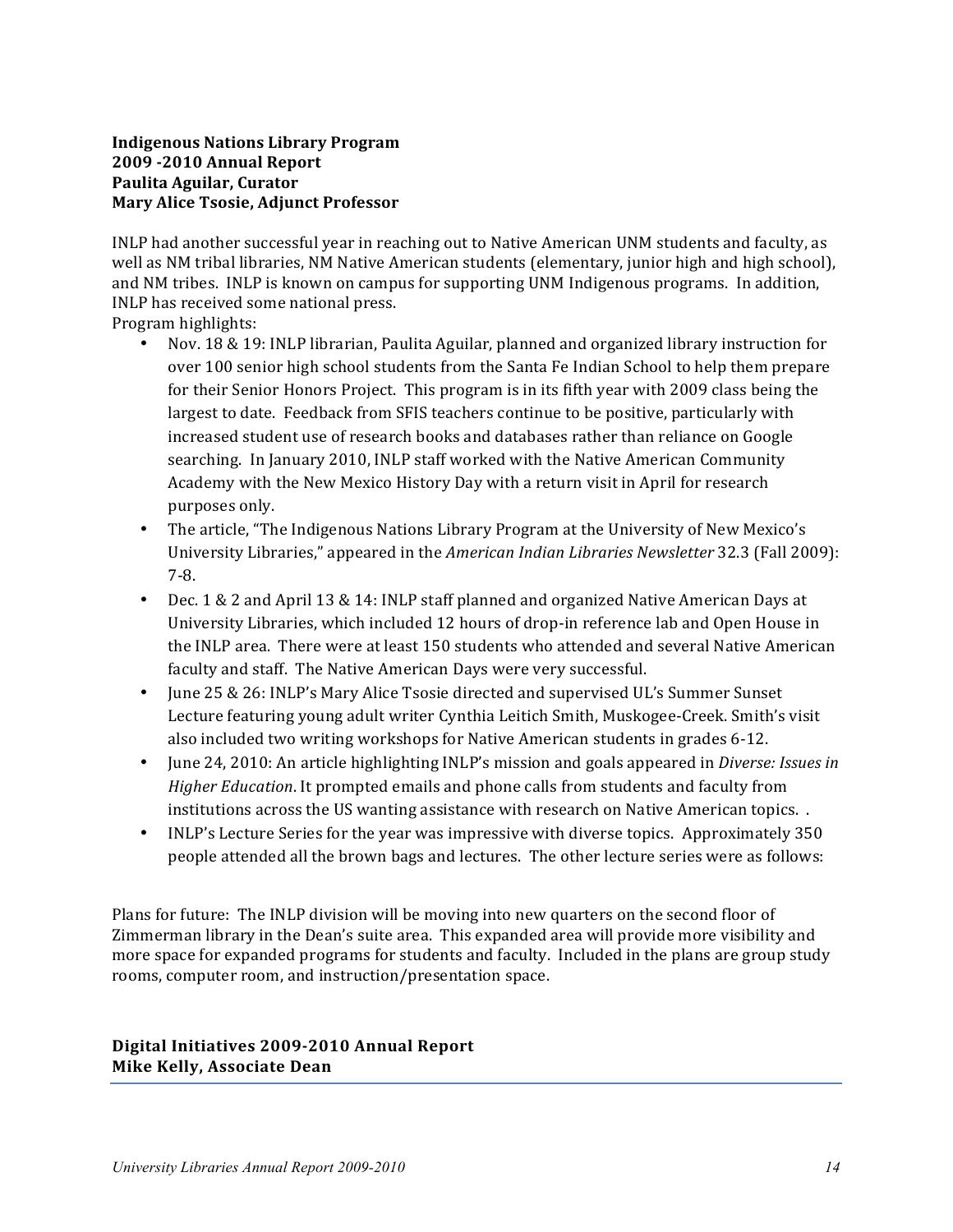**Indigenous Nations Library Program**
**2009 -2010 Annual Report**
**Paulita Aguilar, Curator**
**Mary Alice Tsosie, Adjunct Professor**

INLP had another successful year in reaching out to Native American UNM students and faculty, as well as NM tribal libraries, NM Native American students (elementary, junior high and high school), and NM tribes. INLP is known on campus for supporting UNM Indigenous programs. In addition, INLP has received some national press.

Program highlights:

- Nov. 18 & 19: INLP librarian, Paulita Aguilar, planned and organized library instruction for over 100 senior high school students from the Santa Fe Indian School to help them prepare for their Senior Honors Project. This program is in its fifth year with 2009 class being the largest to date. Feedback from SFIS teachers continue to be positive, particularly with increased student use of research books and databases rather than reliance on Google searching. In January 2010, INLP staff worked with the Native American Community Academy with the New Mexico History Day with a return visit in April for research purposes only.
- The article, "The Indigenous Nations Library Program at the University of New Mexico's University Libraries," appeared in the *American Indian Libraries Newsletter* 32.3 (Fall 2009): 7-8.
- Dec. 1 & 2 and April 13 & 14: INLP staff planned and organized Native American Days at University Libraries, which included 12 hours of drop-in reference lab and Open House in the INLP area. There were at least 150 students who attended and several Native American faculty and staff. The Native American Days were very successful.
- June 25 & 26: INLP's Mary Alice Tsosie directed and supervised UL's Summer Sunset Lecture featuring young adult writer Cynthia Leitich Smith, Muskogee-Creek. Smith's visit also included two writing workshops for Native American students in grades 6-12.
- June 24, 2010: An article highlighting INLP's mission and goals appeared in *Diverse: Issues in Higher Education*. It prompted emails and phone calls from students and faculty from institutions across the US wanting assistance with research on Native American topics. .
- INLP's Lecture Series for the year was impressive with diverse topics. Approximately 350 people attended all the brown bags and lectures. The other lecture series were as follows:

Plans for future: The INLP division will be moving into new quarters on the second floor of Zimmerman library in the Dean's suite area. This expanded area will provide more visibility and more space for expanded programs for students and faculty. Included in the plans are group study rooms, computer room, and instruction/presentation space.

**Digital Initiatives 2009-2010 Annual Report**
**Mike Kelly, Associate Dean**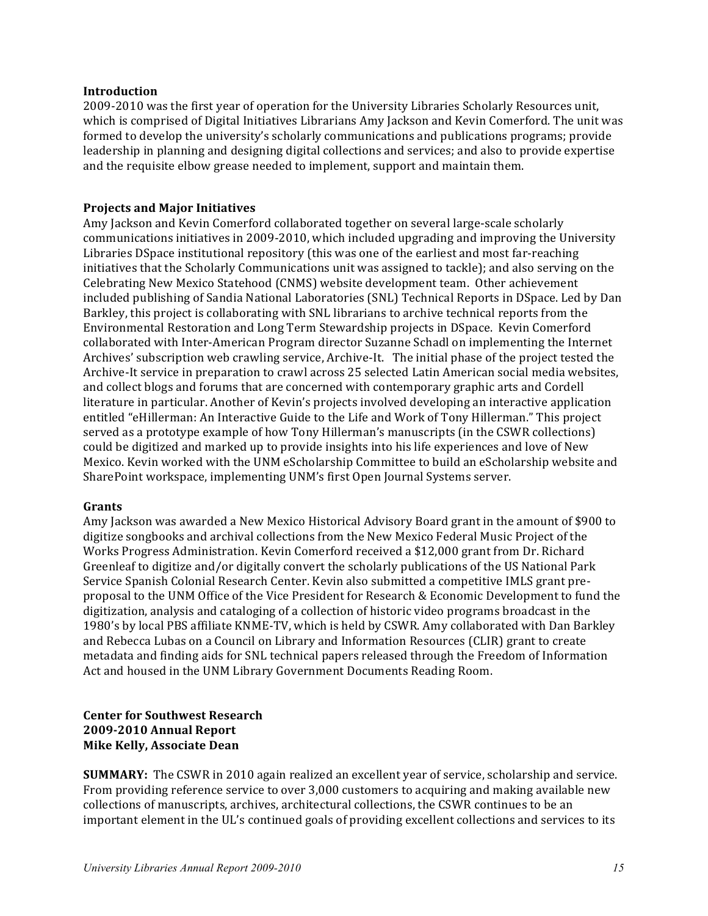**Introduction**

2009-2010 was the first year of operation for the University Libraries Scholarly Resources unit, which is comprised of Digital Initiatives Librarians Amy Jackson and Kevin Comerford. The unit was formed to develop the university's scholarly communications and publications programs; provide leadership in planning and designing digital collections and services; and also to provide expertise and the requisite elbow grease needed to implement, support and maintain them.

**Projects and Major Initiatives**

Amy Jackson and Kevin Comerford collaborated together on several large-scale scholarly communications initiatives in 2009-2010, which included upgrading and improving the University Libraries DSpace institutional repository (this was one of the earliest and most far-reaching initiatives that the Scholarly Communications unit was assigned to tackle); and also serving on the Celebrating New Mexico Statehood (CNMS) website development team. Other achievement included publishing of Sandia National Laboratories (SNL) Technical Reports in DSpace. Led by Dan Barkley, this project is collaborating with SNL librarians to archive technical reports from the Environmental Restoration and Long Term Stewardship projects in DSpace. Kevin Comerford collaborated with Inter-American Program director Suzanne Schadl on implementing the Internet Archives' subscription web crawling service, Archive-It. The initial phase of the project tested the Archive-It service in preparation to crawl across 25 selected Latin American social media websites, and collect blogs and forums that are concerned with contemporary graphic arts and Cordell literature in particular. Another of Kevin's projects involved developing an interactive application entitled "eHillerman: An Interactive Guide to the Life and Work of Tony Hillerman." This project served as a prototype example of how Tony Hillerman's manuscripts (in the CSWR collections) could be digitized and marked up to provide insights into his life experiences and love of New Mexico. Kevin worked with the UNM eScholarship Committee to build an eScholarship website and SharePoint workspace, implementing UNM's first Open Journal Systems server.

**Grants**

Amy Jackson was awarded a New Mexico Historical Advisory Board grant in the amount of $900 to digitize songbooks and archival collections from the New Mexico Federal Music Project of the Works Progress Administration. Kevin Comerford received a $12,000 grant from Dr. Richard Greenleaf to digitize and/or digitally convert the scholarly publications of the US National Park Service Spanish Colonial Research Center. Kevin also submitted a competitive IMLS grant pre-proposal to the UNM Office of the Vice President for Research & Economic Development to fund the digitization, analysis and cataloging of a collection of historic video programs broadcast in the 1980's by local PBS affiliate KNME-TV, which is held by CSWR. Amy collaborated with Dan Barkley and Rebecca Lubas on a Council on Library and Information Resources (CLIR) grant to create metadata and finding aids for SNL technical papers released through the Freedom of Information Act and housed in the UNM Library Government Documents Reading Room.

**Center for Southwest Research**
**2009-2010 Annual Report**
**Mike Kelly, Associate Dean**

**SUMMARY:** The CSWR in 2010 again realized an excellent year of service, scholarship and service. From providing reference service to over 3,000 customers to acquiring and making available new collections of manuscripts, archives, architectural collections, the CSWR continues to be an important element in the UL's continued goals of providing excellent collections and services to its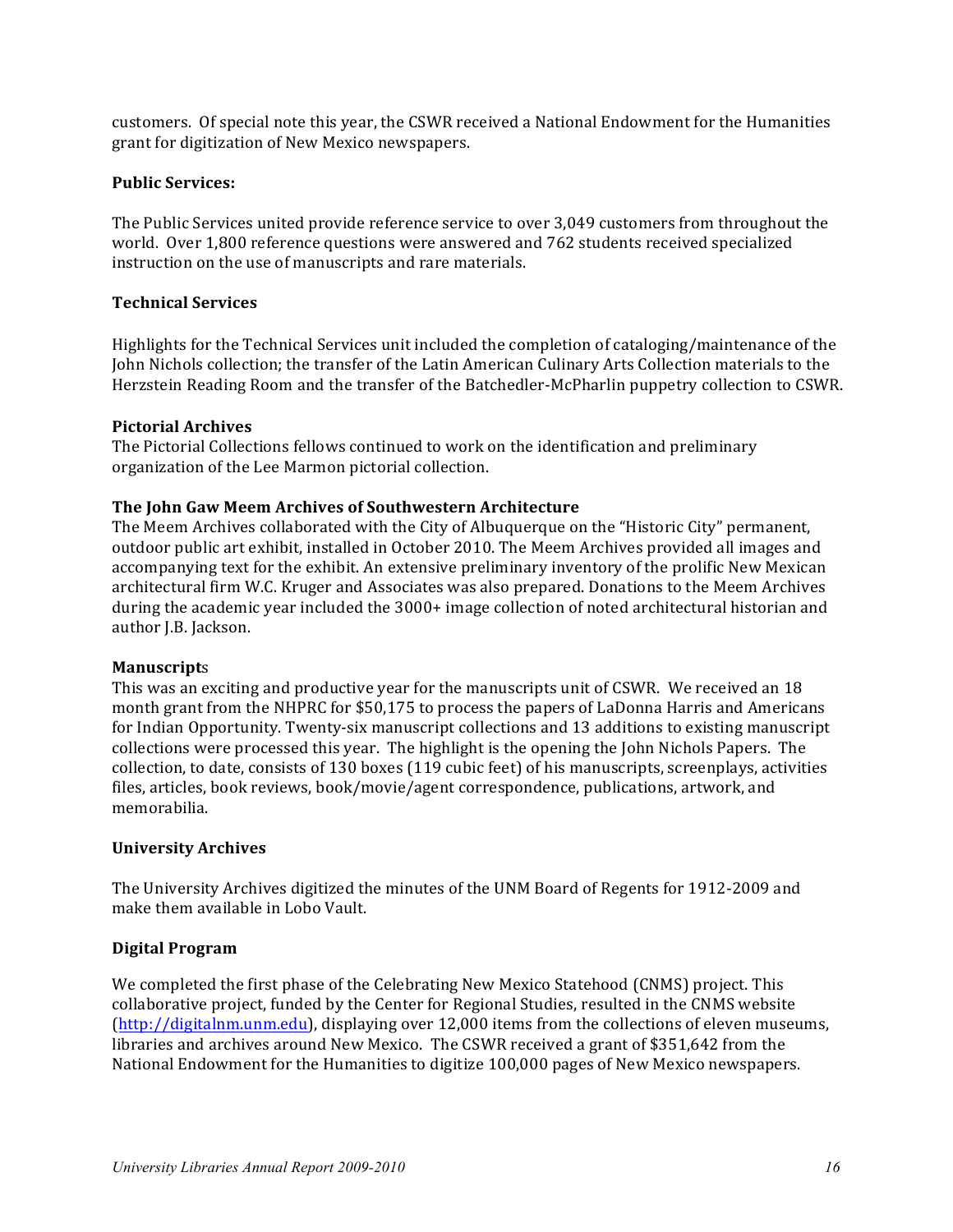customers. Of special note this year, the CSWR received a National Endowment for the Humanities grant for digitization of New Mexico newspapers.

**Public Services:**

The Public Services united provide reference service to over 3,049 customers from throughout the world. Over 1,800 reference questions were answered and 762 students received specialized instruction on the use of manuscripts and rare materials.

**Technical Services**

Highlights for the Technical Services unit included the completion of cataloging/maintenance of the John Nichols collection; the transfer of the Latin American Culinary Arts Collection materials to the Herzstein Reading Room and the transfer of the Batchedler-McPharlin puppetry collection to CSWR.

**Pictorial Archives**

The Pictorial Collections fellows continued to work on the identification and preliminary organization of the Lee Marmon pictorial collection.

**The John Gaw Meem Archives of Southwestern Architecture**

The Meem Archives collaborated with the City of Albuquerque on the "Historic City" permanent, outdoor public art exhibit, installed in October 2010. The Meem Archives provided all images and accompanying text for the exhibit. An extensive preliminary inventory of the prolific New Mexican architectural firm W.C. Kruger and Associates was also prepared. Donations to the Meem Archives during the academic year included the 3000+ image collection of noted architectural historian and author J.B. Jackson.

**Manuscript**s

This was an exciting and productive year for the manuscripts unit of CSWR. We received an 18 month grant from the NHPRC for $50,175 to process the papers of LaDonna Harris and Americans for Indian Opportunity. Twenty-six manuscript collections and 13 additions to existing manuscript collections were processed this year. The highlight is the opening the John Nichols Papers. The collection, to date, consists of 130 boxes (119 cubic feet) of his manuscripts, screenplays, activities files, articles, book reviews, book/movie/agent correspondence, publications, artwork, and memorabilia.

**University Archives**

The University Archives digitized the minutes of the UNM Board of Regents for 1912-2009 and make them available in Lobo Vault.

**Digital Program**

We completed the first phase of the Celebrating New Mexico Statehood (CNMS) project. This collaborative project, funded by the Center for Regional Studies, resulted in the CNMS website ([http://digitalnm.unm.edu](http://digitalnm.unm.edu)), displaying over 12,000 items from the collections of eleven museums, libraries and archives around New Mexico. The CSWR received a grant of $351,642 from the National Endowment for the Humanities to digitize 100,000 pages of New Mexico newspapers.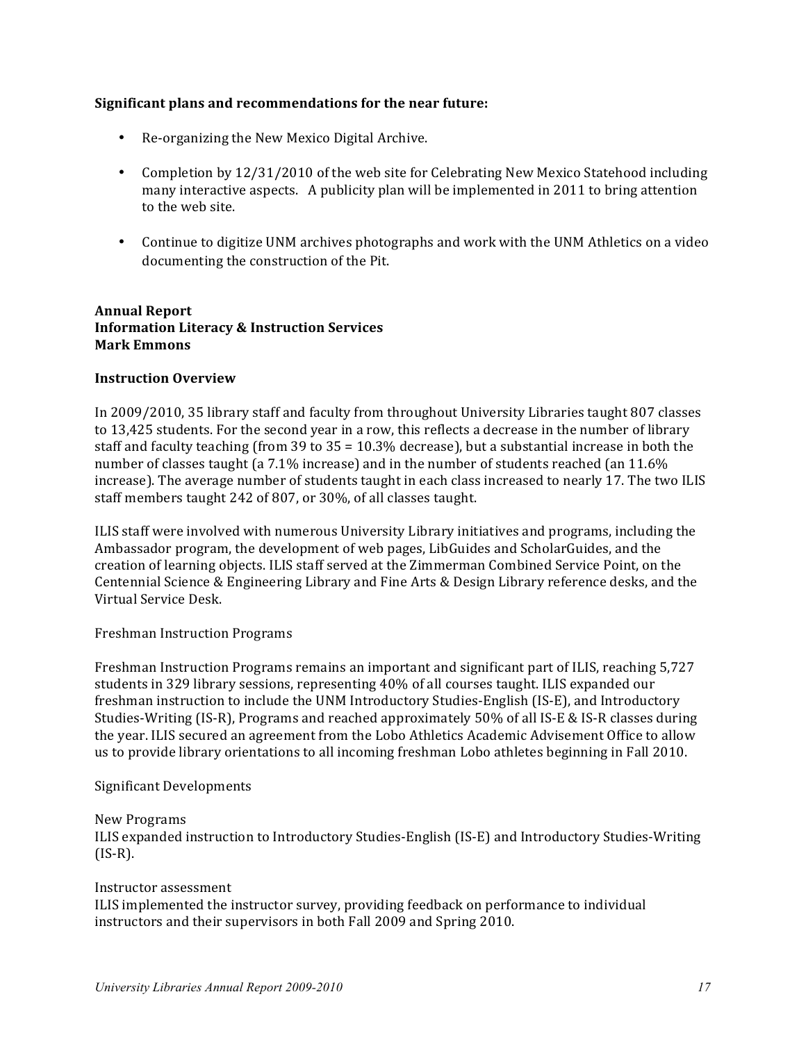**Significant plans and recommendations for the near future:**

- Re-organizing the New Mexico Digital Archive.
- Completion by 12/31/2010 of the web site for Celebrating New Mexico Statehood including many interactive aspects. A publicity plan will be implemented in 2011 to bring attention to the web site.
- Continue to digitize UNM archives photographs and work with the UNM Athletics on a video documenting the construction of the Pit.

**Annual Report**
**Information Literacy & Instruction Services**
**Mark Emmons**

**Instruction Overview**

In 2009/2010, 35 library staff and faculty from throughout University Libraries taught 807 classes to 13,425 students. For the second year in a row, this reflects a decrease in the number of library staff and faculty teaching (from 39 to 35 = 10.3% decrease), but a substantial increase in both the number of classes taught (a 7.1% increase) and in the number of students reached (an 11.6% increase). The average number of students taught in each class increased to nearly 17. The two ILIS staff members taught 242 of 807, or 30%, of all classes taught.

ILIS staff were involved with numerous University Library initiatives and programs, including the Ambassador program, the development of web pages, LibGuides and ScholarGuides, and the creation of learning objects. ILIS staff served at the Zimmerman Combined Service Point, on the Centennial Science & Engineering Library and Fine Arts & Design Library reference desks, and the Virtual Service Desk.

Freshman Instruction Programs

Freshman Instruction Programs remains an important and significant part of ILIS, reaching 5,727 students in 329 library sessions, representing 40% of all courses taught. ILIS expanded our freshman instruction to include the UNM Introductory Studies-English (IS-E), and Introductory Studies-Writing (IS-R), Programs and reached approximately 50% of all IS-E & IS-R classes during the year. ILIS secured an agreement from the Lobo Athletics Academic Advisement Office to allow us to provide library orientations to all incoming freshman Lobo athletes beginning in Fall 2010.

Significant Developments

New Programs
ILIS expanded instruction to Introductory Studies-English (IS-E) and Introductory Studies-Writing (IS-R).

Instructor assessment
ILIS implemented the instructor survey, providing feedback on performance to individual instructors and their supervisors in both Fall 2009 and Spring 2010.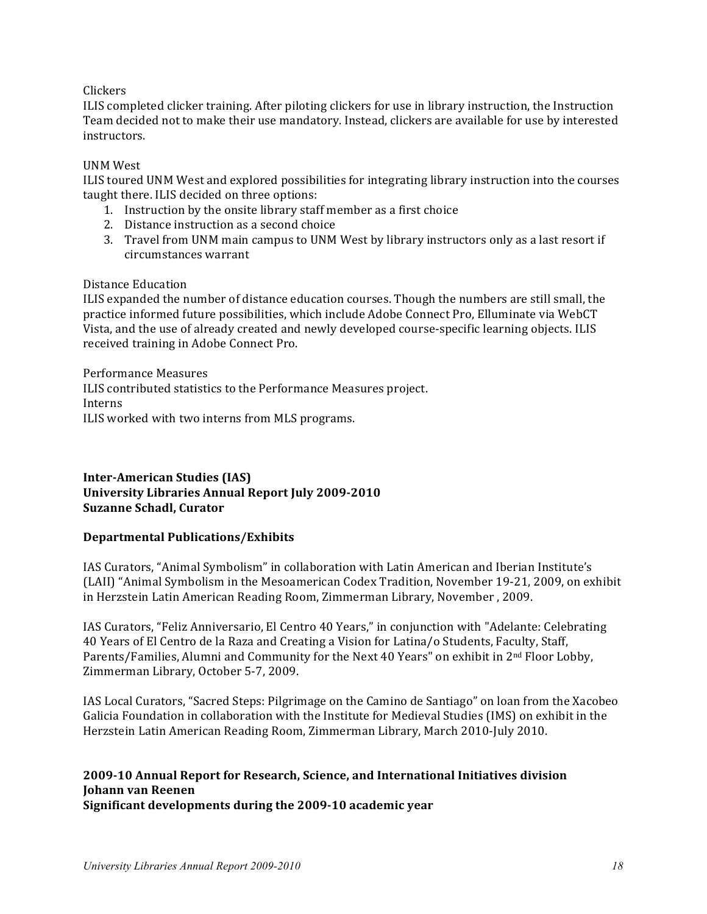Clickers

ILIS completed clicker training. After piloting clickers for use in library instruction, the Instruction Team decided not to make their use mandatory. Instead, clickers are available for use by interested instructors.

UNM West

ILIS toured UNM West and explored possibilities for integrating library instruction into the courses taught there. ILIS decided on three options:

1. Instruction by the onsite library staff member as a first choice
2. Distance instruction as a second choice
3. Travel from UNM main campus to UNM West by library instructors only as a last resort if circumstances warrant

Distance Education

ILIS expanded the number of distance education courses. Though the numbers are still small, the practice informed future possibilities, which include Adobe Connect Pro, Elluminate via WebCT Vista, and the use of already created and newly developed course-specific learning objects. ILIS received training in Adobe Connect Pro.

Performance Measures

ILIS contributed statistics to the Performance Measures project.

Interns

ILIS worked with two interns from MLS programs.

**Inter-American Studies (IAS)**
**University Libraries Annual Report July 2009-2010**
**Suzanne Schadl, Curator**

**Departmental Publications/Exhibits**

IAS Curators, "Animal Symbolism" in collaboration with Latin American and Iberian Institute's (LAII) "Animal Symbolism in the Mesoamerican Codex Tradition, November 19-21, 2009, on exhibit in Herzstein Latin American Reading Room, Zimmerman Library, November , 2009.

IAS Curators, "Feliz Anniversario, El Centro 40 Years," in conjunction with "Adelante: Celebrating 40 Years of El Centro de la Raza and Creating a Vision for Latina/o Students, Faculty, Staff, Parents/Families, Alumni and Community for the Next 40 Years" on exhibit in 2nd Floor Lobby, Zimmerman Library, October 5-7, 2009.

IAS Local Curators, "Sacred Steps: Pilgrimage on the Camino de Santiago" on loan from the Xacobeo Galicia Foundation in collaboration with the Institute for Medieval Studies (IMS) on exhibit in the Herzstein Latin American Reading Room, Zimmerman Library, March 2010-July 2010.

**2009-10 Annual Report for Research, Science, and International Initiatives division**
**Johann van Reenen**
**Significant developments during the 2009-10 academic year**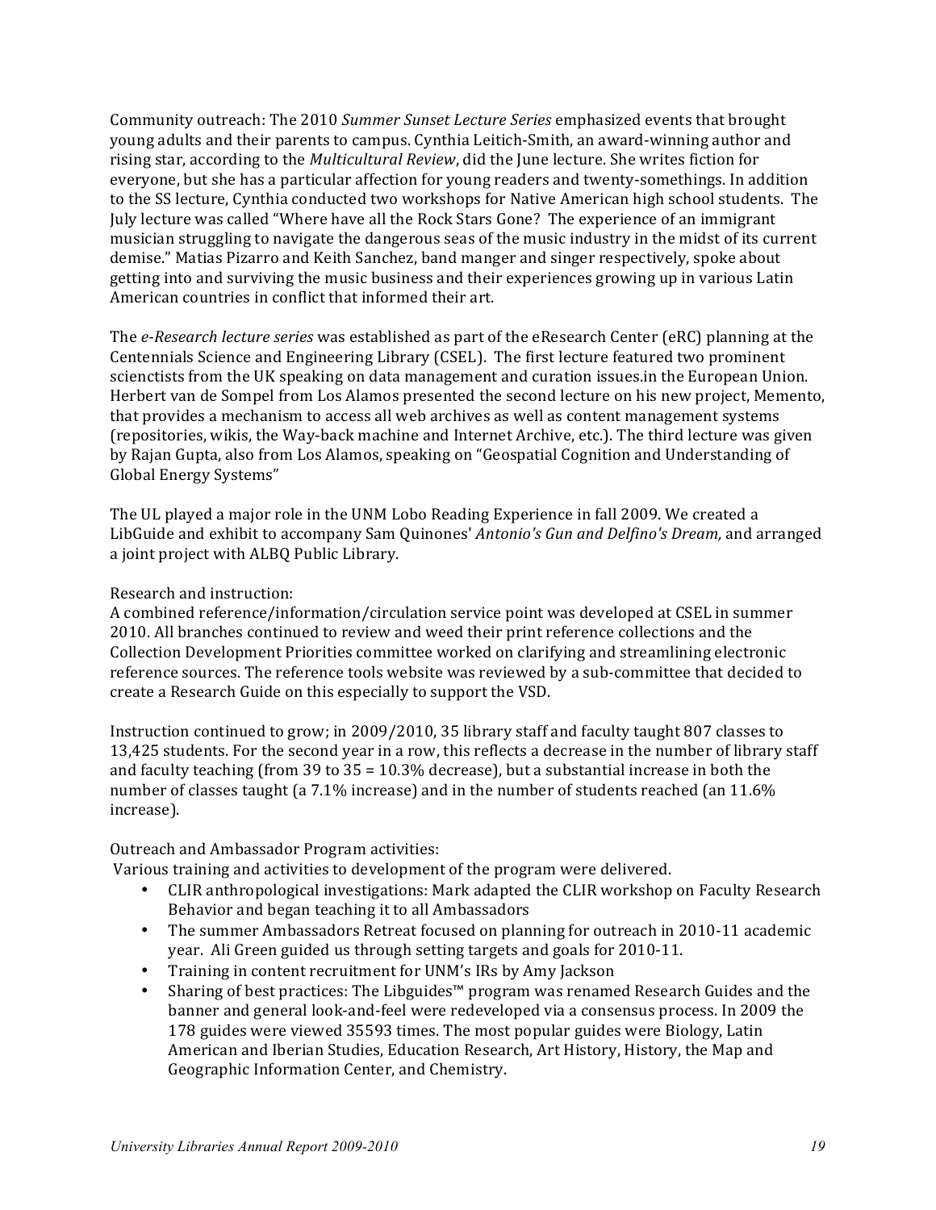Community outreach: The 2010 *Summer Sunset Lecture Series* emphasized events that brought young adults and their parents to campus. Cynthia Leitich-Smith, an award-winning author and rising star, according to the *Multicultural Review*, did the June lecture. She writes fiction for everyone, but she has a particular affection for young readers and twenty-somethings. In addition to the SS lecture, Cynthia conducted two workshops for Native American high school students. The July lecture was called "Where have all the Rock Stars Gone? The experience of an immigrant musician struggling to navigate the dangerous seas of the music industry in the midst of its current demise." Matias Pizarro and Keith Sanchez, band manger and singer respectively, spoke about getting into and surviving the music business and their experiences growing up in various Latin American countries in conflict that informed their art.

The *e-Research lecture series* was established as part of the eResearch Center (eRC) planning at the Centennials Science and Engineering Library (CSEL). The first lecture featured two prominent scienctists from the UK speaking on data management and curation issues.in the European Union. Herbert van de Sompel from Los Alamos presented the second lecture on his new project, Memento, that provides a mechanism to access all web archives as well as content management systems (repositories, wikis, the Way-back machine and Internet Archive, etc.). The third lecture was given by Rajan Gupta, also from Los Alamos, speaking on "Geospatial Cognition and Understanding of Global Energy Systems"

The UL played a major role in the UNM Lobo Reading Experience in fall 2009. We created a LibGuide and exhibit to accompany Sam Quinones' *Antonio's Gun and Delfino's Dream,* and arranged a joint project with ALBQ Public Library.

Research and instruction:
A combined reference/information/circulation service point was developed at CSEL in summer 2010. All branches continued to review and weed their print reference collections and the Collection Development Priorities committee worked on clarifying and streamlining electronic reference sources. The reference tools website was reviewed by a sub-committee that decided to create a Research Guide on this especially to support the VSD.

Instruction continued to grow; in 2009/2010, 35 library staff and faculty taught 807 classes to 13,425 students. For the second year in a row, this reflects a decrease in the number of library staff and faculty teaching (from 39 to 35 = 10.3% decrease), but a substantial increase in both the number of classes taught (a 7.1% increase) and in the number of students reached (an 11.6% increase).

Outreach and Ambassador Program activities:
Various training and activities to development of the program were delivered.

- CLIR anthropological investigations: Mark adapted the CLIR workshop on Faculty Research Behavior and began teaching it to all Ambassadors
- The summer Ambassadors Retreat focused on planning for outreach in 2010-11 academic year. Ali Green guided us through setting targets and goals for 2010-11.
- Training in content recruitment for UNM's IRs by Amy Jackson
- Sharing of best practices: The Libguides™ program was renamed Research Guides and the banner and general look-and-feel were redeveloped via a consensus process. In 2009 the 178 guides were viewed 35593 times. The most popular guides were Biology, Latin American and Iberian Studies, Education Research, Art History, History, the Map and Geographic Information Center, and Chemistry.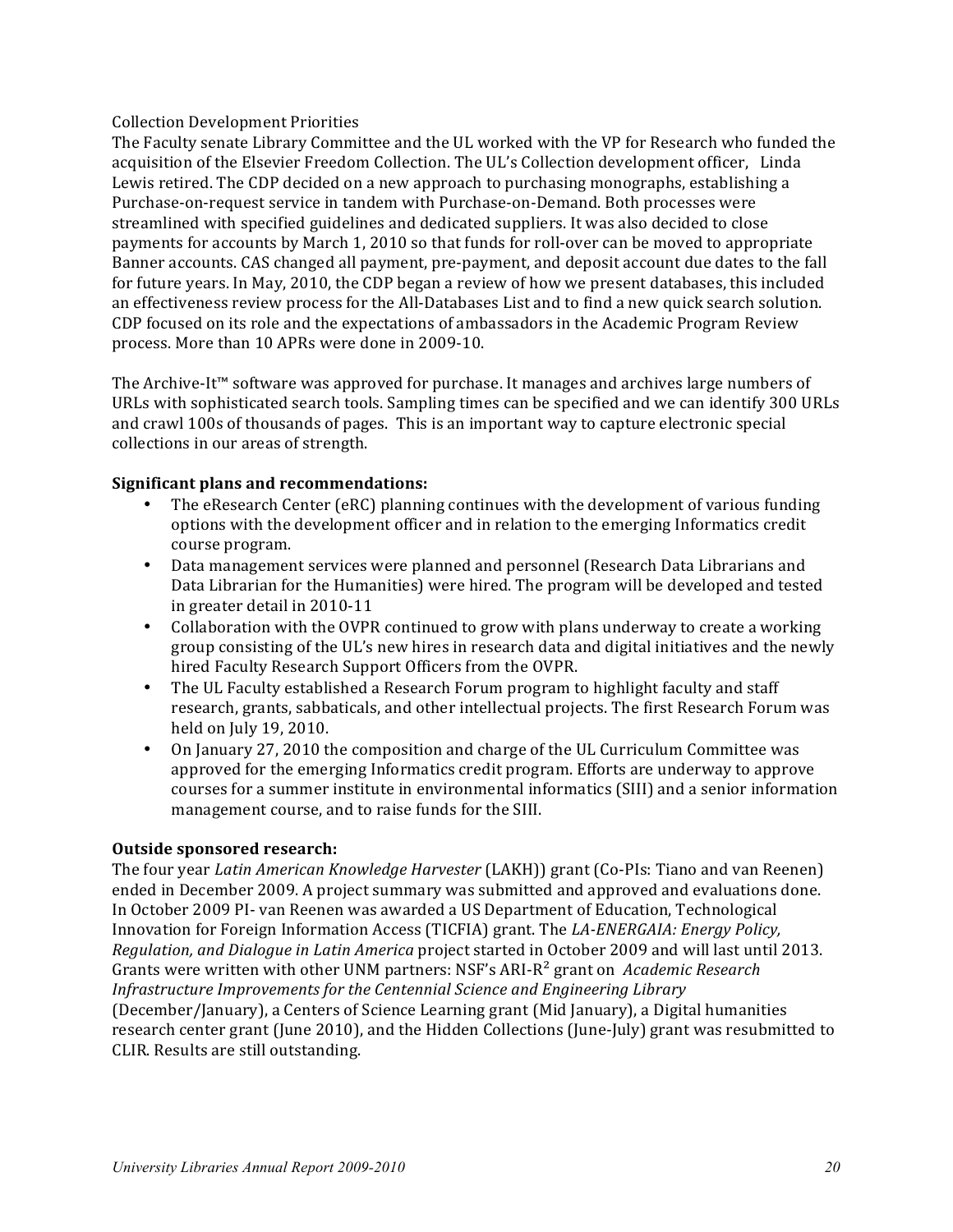Collection Development Priorities

The Faculty senate Library Committee and the UL worked with the VP for Research who funded the acquisition of the Elsevier Freedom Collection. The UL's Collection development officer, Linda Lewis retired. The CDP decided on a new approach to purchasing monographs, establishing a Purchase-on-request service in tandem with Purchase-on-Demand. Both processes were streamlined with specified guidelines and dedicated suppliers. It was also decided to close payments for accounts by March 1, 2010 so that funds for roll-over can be moved to appropriate Banner accounts. CAS changed all payment, pre-payment, and deposit account due dates to the fall for future years. In May, 2010, the CDP began a review of how we present databases, this included an effectiveness review process for the All-Databases List and to find a new quick search solution. CDP focused on its role and the expectations of ambassadors in the Academic Program Review process. More than 10 APRs were done in 2009-10.

The Archive-It™ software was approved for purchase. It manages and archives large numbers of URLs with sophisticated search tools. Sampling times can be specified and we can identify 300 URLs and crawl 100s of thousands of pages. This is an important way to capture electronic special collections in our areas of strength.

**Significant plans and recommendations:**

- The eResearch Center (eRC) planning continues with the development of various funding options with the development officer and in relation to the emerging Informatics credit course program.
- Data management services were planned and personnel (Research Data Librarians and Data Librarian for the Humanities) were hired. The program will be developed and tested in greater detail in 2010-11
- Collaboration with the OVPR continued to grow with plans underway to create a working group consisting of the UL's new hires in research data and digital initiatives and the newly hired Faculty Research Support Officers from the OVPR.
- The UL Faculty established a Research Forum program to highlight faculty and staff research, grants, sabbaticals, and other intellectual projects. The first Research Forum was held on July 19, 2010.
- On January 27, 2010 the composition and charge of the UL Curriculum Committee was approved for the emerging Informatics credit program. Efforts are underway to approve courses for a summer institute in environmental informatics (SIII) and a senior information management course, and to raise funds for the SIII.

**Outside sponsored research:**

The four year *Latin American Knowledge Harvester* (LAKH)) grant (Co-PIs: Tiano and van Reenen) ended in December 2009. A project summary was submitted and approved and evaluations done. In October 2009 PI- van Reenen was awarded a US Department of Education, Technological Innovation for Foreign Information Access (TICFIA) grant. The *LA-ENERGAIA: Energy Policy, Regulation, and Dialogue in Latin America* project started in October 2009 and will last until 2013. Grants were written with other UNM partners: NSF's ARI-R² grant on *Academic Research Infrastructure Improvements for the Centennial Science and Engineering Library* (December/January), a Centers of Science Learning grant (Mid January), a Digital humanities research center grant (June 2010), and the Hidden Collections (June-July) grant was resubmitted to CLIR. Results are still outstanding.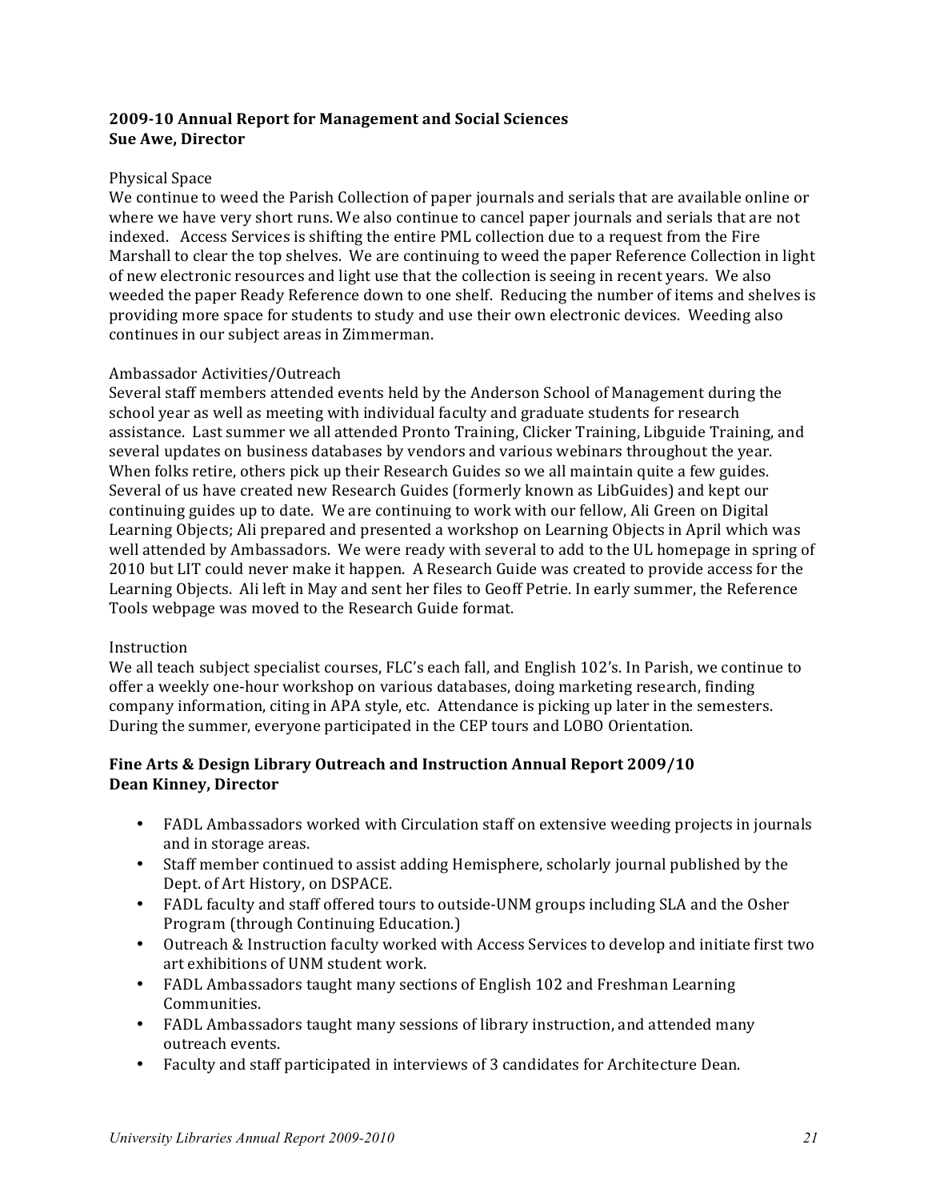**2009-10 Annual Report for Management and Social Sciences**
**Sue Awe, Director**

Physical Space

We continue to weed the Parish Collection of paper journals and serials that are available online or where we have very short runs. We also continue to cancel paper journals and serials that are not indexed. Access Services is shifting the entire PML collection due to a request from the Fire Marshall to clear the top shelves. We are continuing to weed the paper Reference Collection in light of new electronic resources and light use that the collection is seeing in recent years. We also weeded the paper Ready Reference down to one shelf. Reducing the number of items and shelves is providing more space for students to study and use their own electronic devices. Weeding also continues in our subject areas in Zimmerman.

Ambassador Activities/Outreach

Several staff members attended events held by the Anderson School of Management during the school year as well as meeting with individual faculty and graduate students for research assistance. Last summer we all attended Pronto Training, Clicker Training, Libguide Training, and several updates on business databases by vendors and various webinars throughout the year. When folks retire, others pick up their Research Guides so we all maintain quite a few guides. Several of us have created new Research Guides (formerly known as LibGuides) and kept our continuing guides up to date. We are continuing to work with our fellow, Ali Green on Digital Learning Objects; Ali prepared and presented a workshop on Learning Objects in April which was well attended by Ambassadors. We were ready with several to add to the UL homepage in spring of 2010 but LIT could never make it happen. A Research Guide was created to provide access for the Learning Objects. Ali left in May and sent her files to Geoff Petrie. In early summer, the Reference Tools webpage was moved to the Research Guide format.

Instruction

We all teach subject specialist courses, FLC's each fall, and English 102's. In Parish, we continue to offer a weekly one-hour workshop on various databases, doing marketing research, finding company information, citing in APA style, etc. Attendance is picking up later in the semesters. During the summer, everyone participated in the CEP tours and LOBO Orientation.

**Fine Arts & Design Library Outreach and Instruction Annual Report 2009/10**
**Dean Kinney, Director**

- FADL Ambassadors worked with Circulation staff on extensive weeding projects in journals and in storage areas.
- Staff member continued to assist adding Hemisphere, scholarly journal published by the Dept. of Art History, on DSPACE.
- FADL faculty and staff offered tours to outside-UNM groups including SLA and the Osher Program (through Continuing Education.)
- Outreach & Instruction faculty worked with Access Services to develop and initiate first two art exhibitions of UNM student work.
- FADL Ambassadors taught many sections of English 102 and Freshman Learning Communities.
- FADL Ambassadors taught many sessions of library instruction, and attended many outreach events.
- Faculty and staff participated in interviews of 3 candidates for Architecture Dean.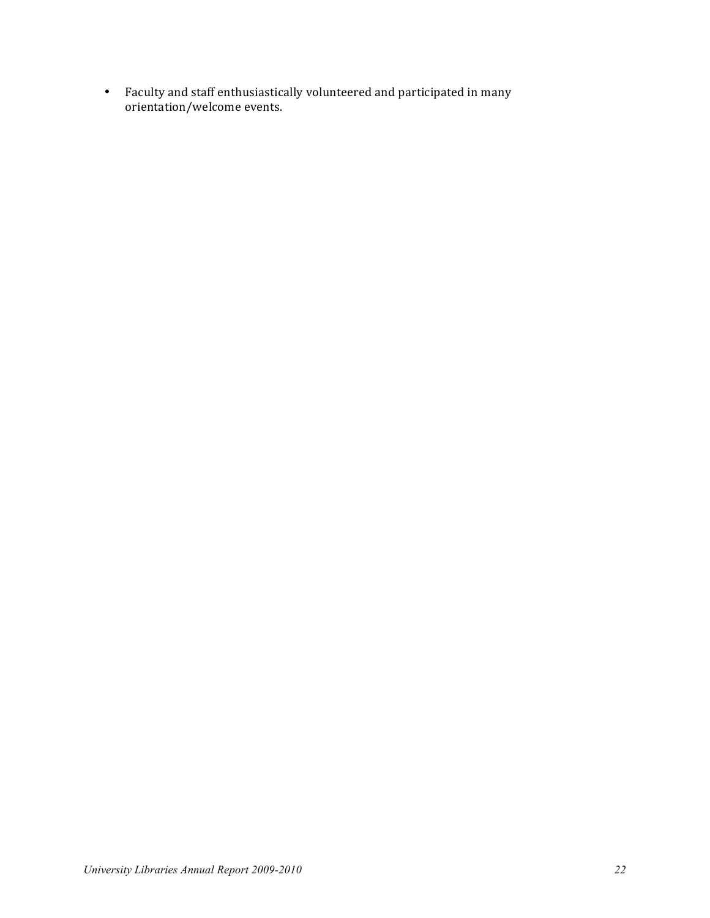- Faculty and staff enthusiastically volunteered and participated in many orientation/welcome events.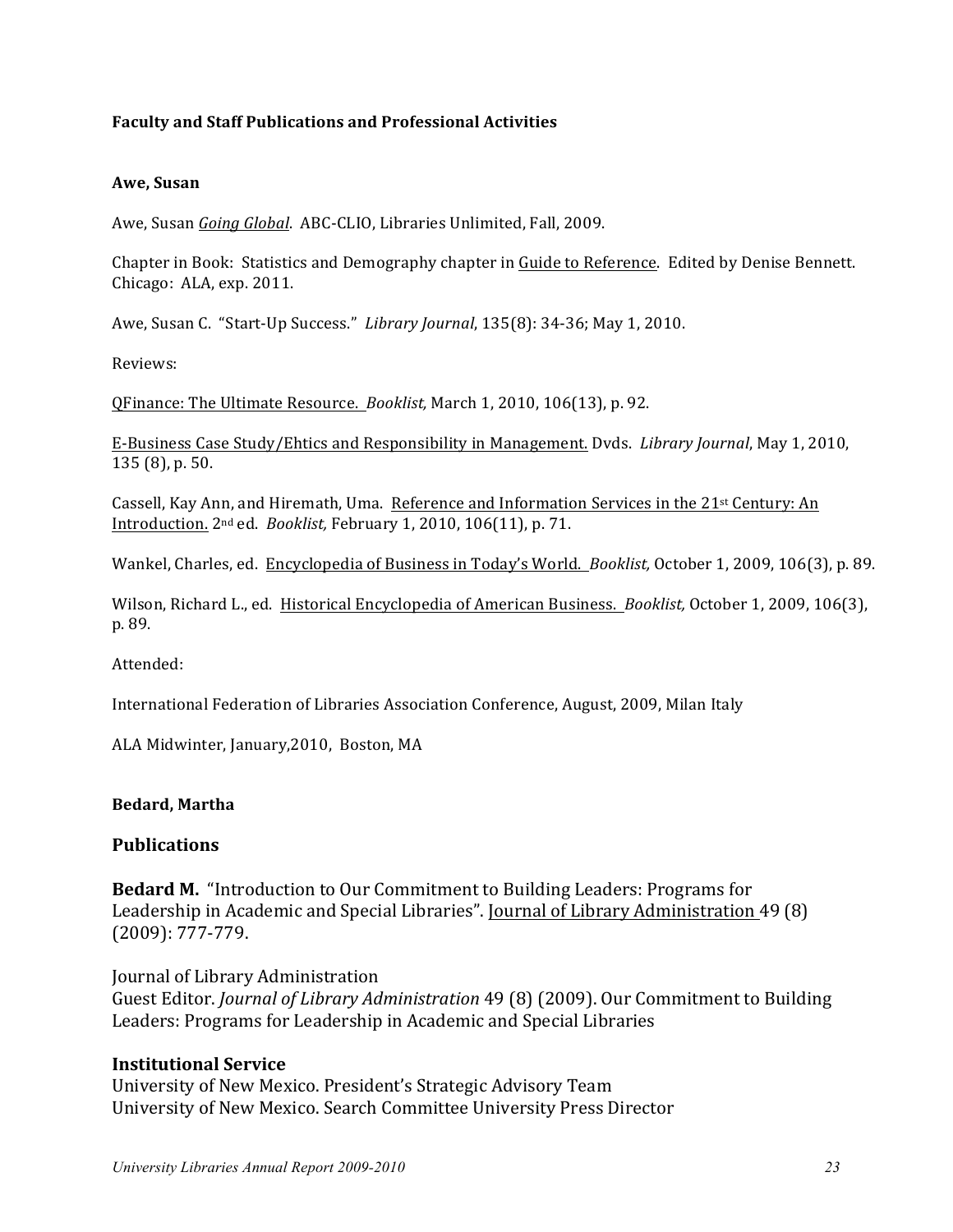**Faculty and Staff Publications and Professional Activities**

**Awe, Susan**

Awe, Susan *Going Global*. ABC-CLIO, Libraries Unlimited, Fall, 2009.

Chapter in Book: Statistics and Demography chapter in Guide to Reference. Edited by Denise Bennett. Chicago: ALA, exp. 2011.

Awe, Susan C. "Start-Up Success." *Library Journal*, 135(8): 34-36; May 1, 2010.

Reviews:

QFinance: The Ultimate Resource. *Booklist,* March 1, 2010, 106(13), p. 92.

E-Business Case Study/Ehtics and Responsibility in Management. Dvds. *Library Journal*, May 1, 2010, 135 (8), p. 50.

Cassell, Kay Ann, and Hiremath, Uma. Reference and Information Services in the 21st Century: An Introduction. 2nd ed. *Booklist,* February 1, 2010, 106(11), p. 71.

Wankel, Charles, ed. Encyclopedia of Business in Today's World. *Booklist,* October 1, 2009, 106(3), p. 89.

Wilson, Richard L., ed. Historical Encyclopedia of American Business. *Booklist,* October 1, 2009, 106(3), p. 89.

Attended:

International Federation of Libraries Association Conference, August, 2009, Milan Italy

ALA Midwinter, January,2010, Boston, MA

**Bedard, Martha**

## Publications

**Bedard M.** "Introduction to Our Commitment to Building Leaders: Programs for Leadership in Academic and Special Libraries". Journal of Library Administration 49 (8) (2009): 777-779.

Journal of Library Administration
Guest Editor. *Journal of Library Administration* 49 (8) (2009). Our Commitment to Building Leaders: Programs for Leadership in Academic and Special Libraries

## Institutional Service

University of New Mexico. President's Strategic Advisory Team
University of New Mexico. Search Committee University Press Director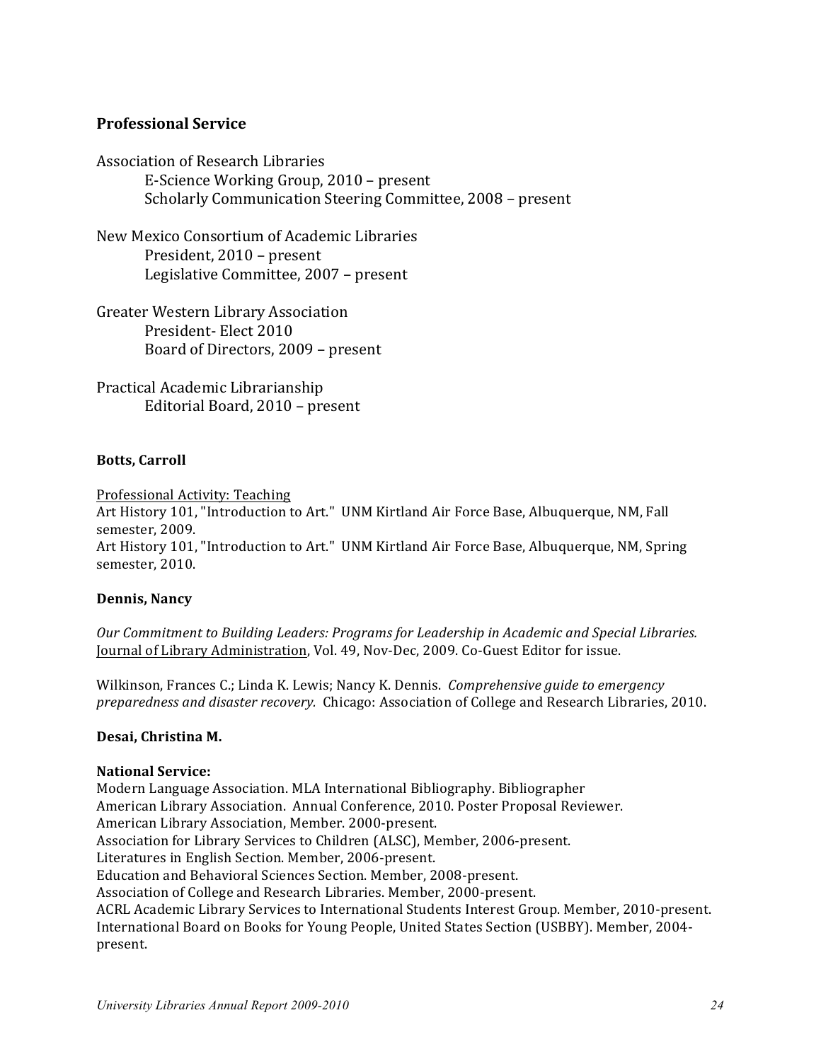### Professional Service

Association of Research Libraries
  E-Science Working Group, 2010 – present
  Scholarly Communication Steering Committee, 2008 – present

New Mexico Consortium of Academic Libraries
  President, 2010 – present
  Legislative Committee, 2007 – present

Greater Western Library Association
  President- Elect 2010
  Board of Directors, 2009 – present

Practical Academic Librarianship
  Editorial Board, 2010 – present

**Botts, Carroll**

Professional Activity: Teaching
Art History 101, "Introduction to Art." UNM Kirtland Air Force Base, Albuquerque, NM, Fall semester, 2009.
Art History 101, "Introduction to Art." UNM Kirtland Air Force Base, Albuquerque, NM, Spring semester, 2010.

**Dennis, Nancy**

*Our Commitment to Building Leaders: Programs for Leadership in Academic and Special Libraries.* Journal of Library Administration, Vol. 49, Nov-Dec, 2009. Co-Guest Editor for issue.

Wilkinson, Frances C.; Linda K. Lewis; Nancy K. Dennis. *Comprehensive guide to emergency preparedness and disaster recovery.* Chicago: Association of College and Research Libraries, 2010.

**Desai, Christina M.**

**National Service:**
Modern Language Association. MLA International Bibliography. Bibliographer
American Library Association. Annual Conference, 2010. Poster Proposal Reviewer.
American Library Association, Member. 2000-present.
Association for Library Services to Children (ALSC), Member, 2006-present.
Literatures in English Section. Member, 2006-present.
Education and Behavioral Sciences Section. Member, 2008-present.
Association of College and Research Libraries. Member, 2000-present.
ACRL Academic Library Services to International Students Interest Group. Member, 2010-present.
International Board on Books for Young People, United States Section (USBBY). Member, 2004-present.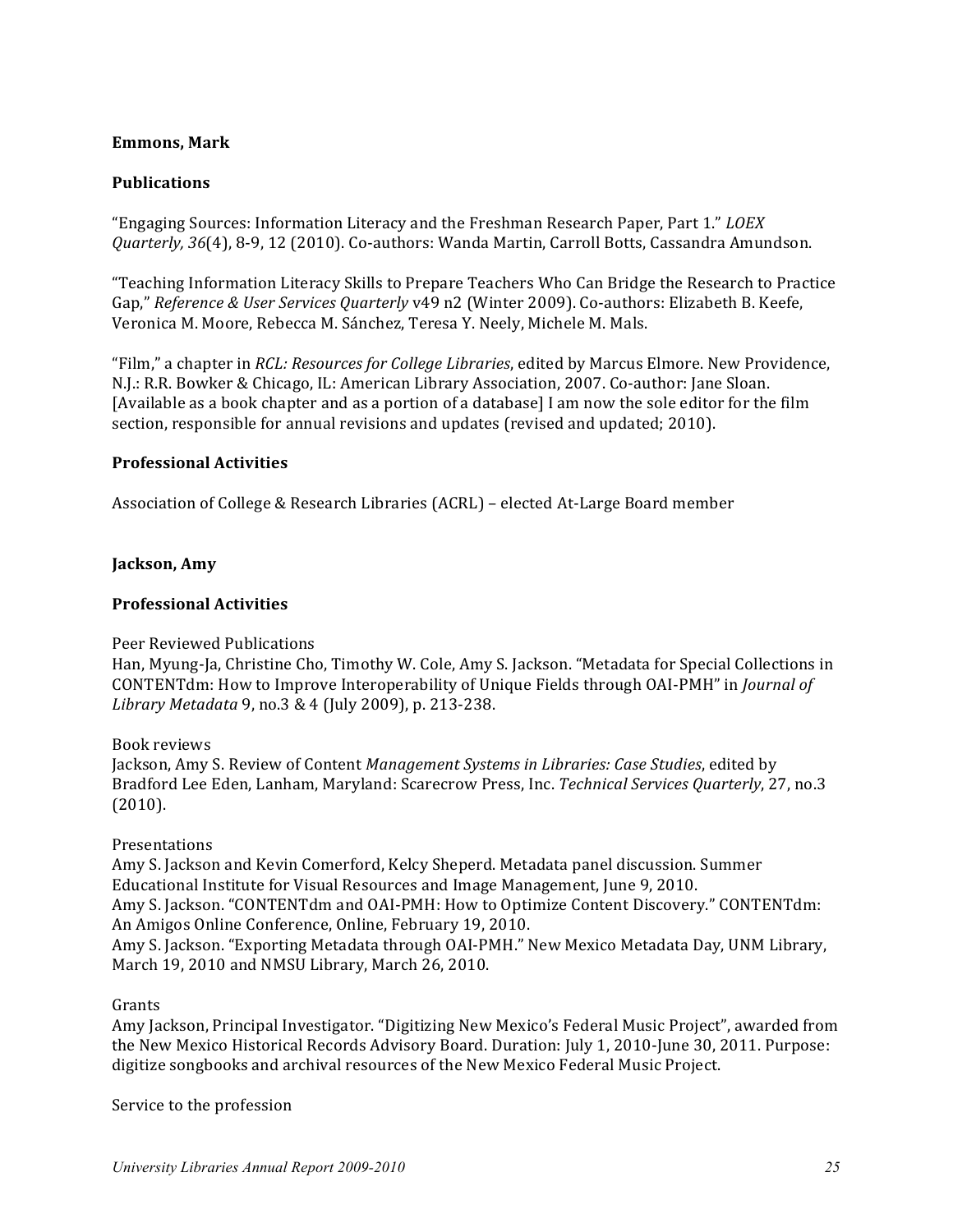**Emmons, Mark**

**Publications**

"Engaging Sources: Information Literacy and the Freshman Research Paper, Part 1." *LOEX Quarterly, 36*(4), 8-9, 12 (2010). Co-authors: Wanda Martin, Carroll Botts, Cassandra Amundson.

"Teaching Information Literacy Skills to Prepare Teachers Who Can Bridge the Research to Practice Gap," *Reference & User Services Quarterly* v49 n2 (Winter 2009). Co-authors: Elizabeth B. Keefe, Veronica M. Moore, Rebecca M. Sánchez, Teresa Y. Neely, Michele M. Mals.

"Film," a chapter in *RCL: Resources for College Libraries*, edited by Marcus Elmore. New Providence, N.J.: R.R. Bowker & Chicago, IL: American Library Association, 2007. Co-author: Jane Sloan. [Available as a book chapter and as a portion of a database] I am now the sole editor for the film section, responsible for annual revisions and updates (revised and updated; 2010).

**Professional Activities**

Association of College & Research Libraries (ACRL) – elected At-Large Board member

**Jackson, Amy**

**Professional Activities**

Peer Reviewed Publications
Han, Myung-Ja, Christine Cho, Timothy W. Cole, Amy S. Jackson. "Metadata for Special Collections in CONTENTdm: How to Improve Interoperability of Unique Fields through OAI-PMH" in *Journal of Library Metadata* 9, no.3 & 4 (July 2009), p. 213-238.

Book reviews
Jackson, Amy S. Review of Content *Management Systems in Libraries: Case Studies*, edited by Bradford Lee Eden, Lanham, Maryland: Scarecrow Press, Inc. *Technical Services Quarterly*, 27, no.3 (2010).

Presentations
Amy S. Jackson and Kevin Comerford, Kelcy Sheperd. Metadata panel discussion. Summer Educational Institute for Visual Resources and Image Management, June 9, 2010.
Amy S. Jackson. "CONTENTdm and OAI-PMH: How to Optimize Content Discovery." CONTENTdm: An Amigos Online Conference, Online, February 19, 2010.
Amy S. Jackson. "Exporting Metadata through OAI-PMH." New Mexico Metadata Day, UNM Library, March 19, 2010 and NMSU Library, March 26, 2010.

Grants
Amy Jackson, Principal Investigator. "Digitizing New Mexico's Federal Music Project", awarded from the New Mexico Historical Records Advisory Board. Duration: July 1, 2010-June 30, 2011. Purpose: digitize songbooks and archival resources of the New Mexico Federal Music Project.

Service to the profession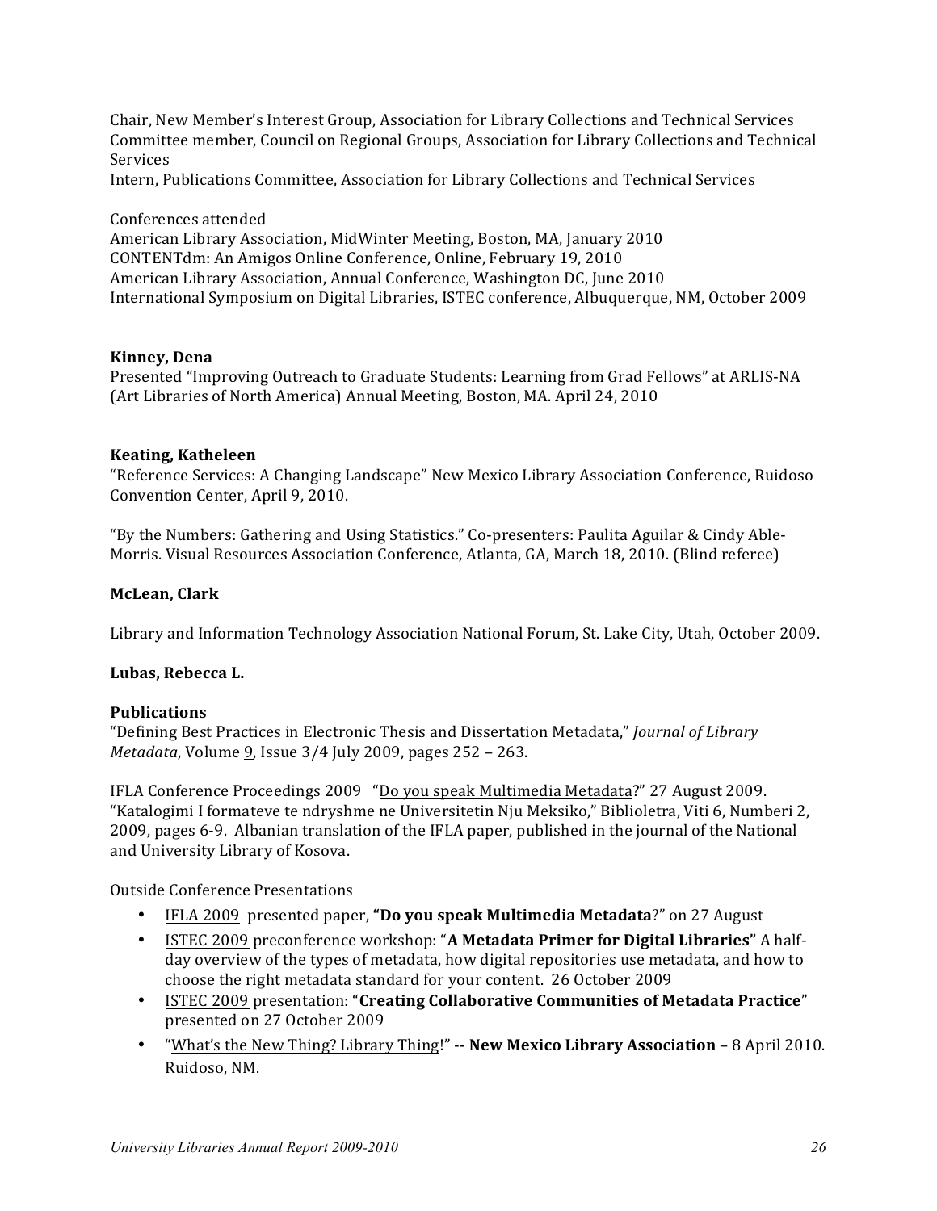Chair, New Member's Interest Group, Association for Library Collections and Technical Services
Committee member, Council on Regional Groups, Association for Library Collections and Technical Services
Intern, Publications Committee, Association for Library Collections and Technical Services

Conferences attended
American Library Association, MidWinter Meeting, Boston, MA, January 2010
CONTENTdm: An Amigos Online Conference, Online, February 19, 2010
American Library Association, Annual Conference, Washington DC, June 2010
International Symposium on Digital Libraries, ISTEC conference, Albuquerque, NM, October 2009

**Kinney, Dena**
Presented "Improving Outreach to Graduate Students: Learning from Grad Fellows" at ARLIS-NA (Art Libraries of North America) Annual Meeting, Boston, MA. April 24, 2010

**Keating, Katheleen**
"Reference Services: A Changing Landscape" New Mexico Library Association Conference, Ruidoso Convention Center, April 9, 2010.

"By the Numbers: Gathering and Using Statistics." Co-presenters: Paulita Aguilar & Cindy Able-Morris. Visual Resources Association Conference, Atlanta, GA, March 18, 2010. (Blind referee)

**McLean, Clark**

Library and Information Technology Association National Forum, St. Lake City, Utah, October 2009.

**Lubas, Rebecca L.**

**Publications**
"Defining Best Practices in Electronic Thesis and Dissertation Metadata," *Journal of Library Metadata*, Volume 9, Issue 3/4 July 2009, pages 252 – 263.

IFLA Conference Proceedings 2009 "Do you speak Multimedia Metadata?" 27 August 2009.
"Katalogimi I formateve te ndryshme ne Universitetin Nju Meksiko," Biblioletra, Viti 6, Numberi 2, 2009, pages 6-9. Albanian translation of the IFLA paper, published in the journal of the National and University Library of Kosova.

Outside Conference Presentations

- IFLA 2009 presented paper, **"Do you speak Multimedia Metadata**?" on 27 August
- ISTEC 2009 preconference workshop: "**A Metadata Primer for Digital Libraries"** A half-day overview of the types of metadata, how digital repositories use metadata, and how to choose the right metadata standard for your content. 26 October 2009
- ISTEC 2009 presentation: "**Creating Collaborative Communities of Metadata Practice**" presented on 27 October 2009
- "What's the New Thing? Library Thing!" -- **New Mexico Library Association** – 8 April 2010. Ruidoso, NM.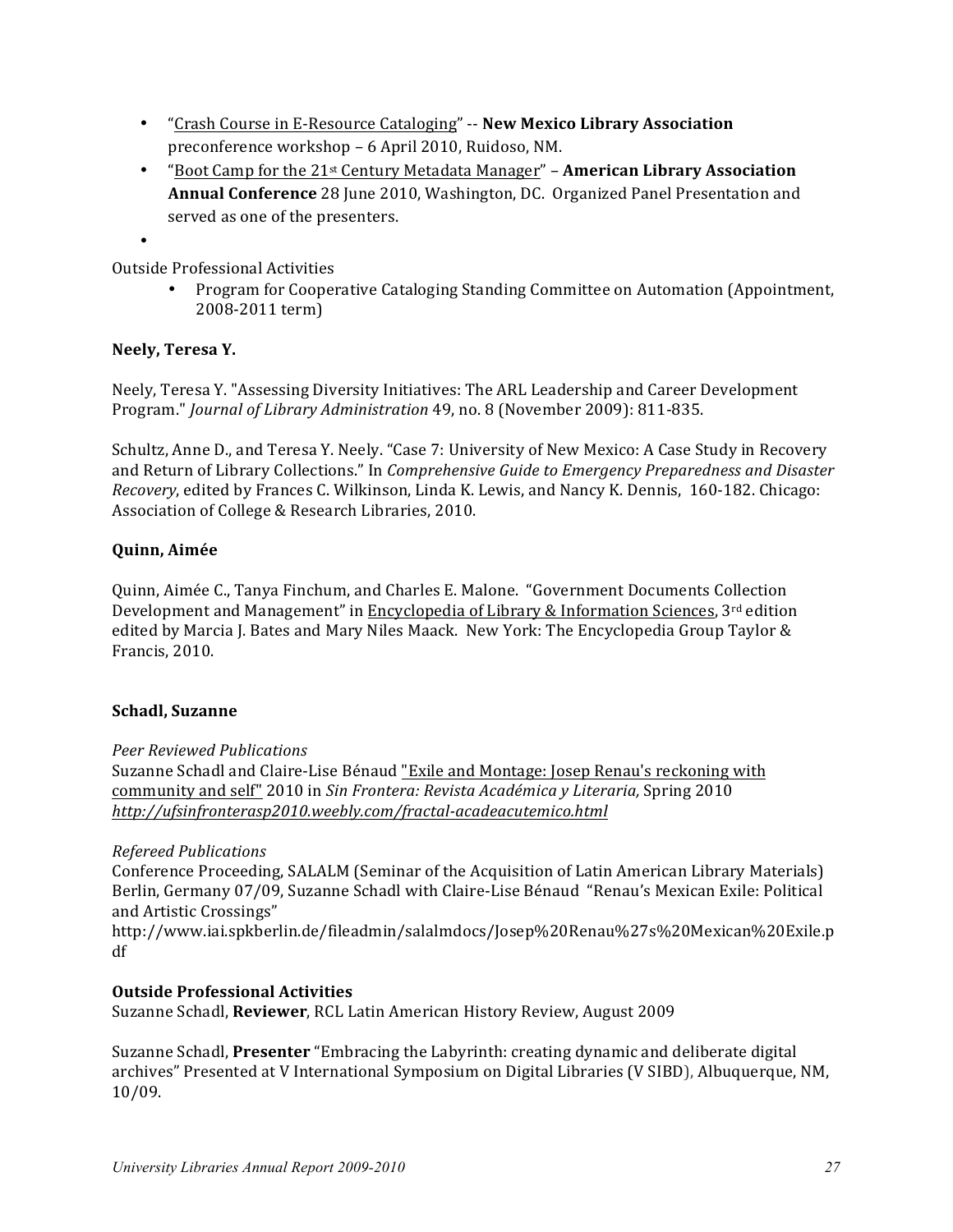- "Crash Course in E-Resource Cataloging" -- **New Mexico Library Association** preconference workshop – 6 April 2010, Ruidoso, NM.
- "Boot Camp for the 21st Century Metadata Manager" – **American Library Association Annual Conference** 28 June 2010, Washington, DC. Organized Panel Presentation and served as one of the presenters.

Outside Professional Activities

- Program for Cooperative Cataloging Standing Committee on Automation (Appointment, 2008-2011 term)

**Neely, Teresa Y.**

Neely, Teresa Y. "Assessing Diversity Initiatives: The ARL Leadership and Career Development Program." *Journal of Library Administration* 49, no. 8 (November 2009): 811-835.

Schultz, Anne D., and Teresa Y. Neely. "Case 7: University of New Mexico: A Case Study in Recovery and Return of Library Collections." In *Comprehensive Guide to Emergency Preparedness and Disaster Recovery*, edited by Frances C. Wilkinson, Linda K. Lewis, and Nancy K. Dennis, 160-182. Chicago: Association of College & Research Libraries, 2010.

**Quinn, Aimée**

Quinn, Aimée C., Tanya Finchum, and Charles E. Malone. "Government Documents Collection Development and Management" in Encyclopedia of Library & Information Sciences, 3rd edition edited by Marcia J. Bates and Mary Niles Maack. New York: The Encyclopedia Group Taylor & Francis, 2010.

**Schadl, Suzanne**

*Peer Reviewed Publications*
Suzanne Schadl and Claire-Lise Bénaud "Exile and Montage: Josep Renau's reckoning with community and self" 2010 in *Sin Frontera: Revista Académica y Literaria,* Spring 2010 ***http://ufsinfronterasp2010.weebly.com/fractal-acadeacutemico.html***

*Refereed Publications*
Conference Proceeding, SALALM (Seminar of the Acquisition of Latin American Library Materials) Berlin, Germany 07/09, Suzanne Schadl with Claire-Lise Bénaud "Renau's Mexican Exile: Political and Artistic Crossings"
http://www.iai.spkberlin.de/fileadmin/salalmdocs/Josep%20Renau%27s%20Mexican%20Exile.pdf

**Outside Professional Activities**
Suzanne Schadl, **Reviewer**, RCL Latin American History Review, August 2009

Suzanne Schadl, **Presenter** "Embracing the Labyrinth: creating dynamic and deliberate digital archives" Presented at V International Symposium on Digital Libraries (V SIBD), Albuquerque, NM, 10/09.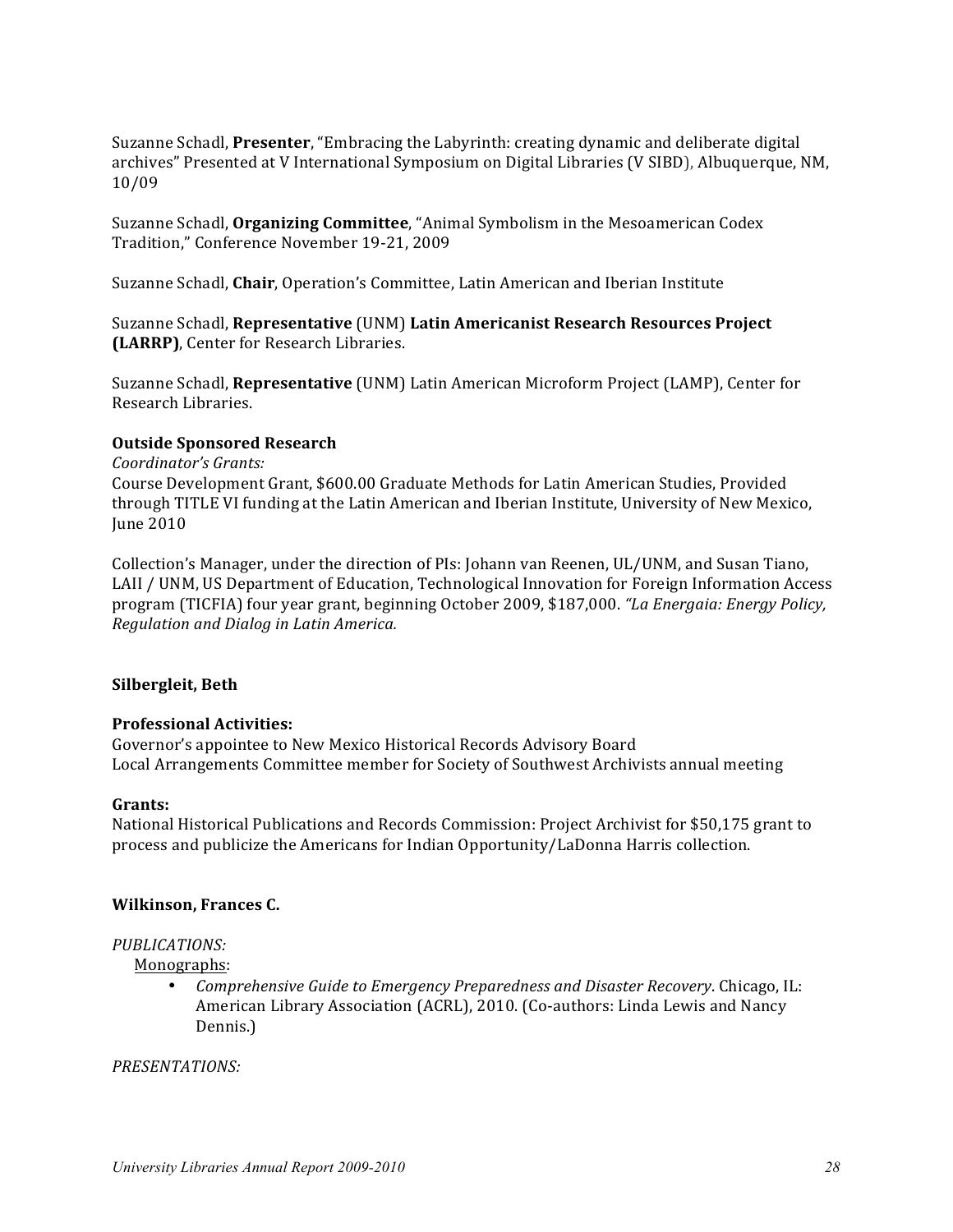Suzanne Schadl, **Presenter**, "Embracing the Labyrinth: creating dynamic and deliberate digital archives" Presented at V International Symposium on Digital Libraries (V SIBD), Albuquerque, NM, 10/09

Suzanne Schadl, **Organizing Committee**, "Animal Symbolism in the Mesoamerican Codex Tradition," Conference November 19-21, 2009

Suzanne Schadl, **Chair**, Operation's Committee, Latin American and Iberian Institute

Suzanne Schadl, **Representative** (UNM) **Latin Americanist Research Resources Project (LARRP)**, Center for Research Libraries.

Suzanne Schadl, **Representative** (UNM) Latin American Microform Project (LAMP), Center for Research Libraries.

**Outside Sponsored Research**
*Coordinator's Grants:*
Course Development Grant, $600.00 Graduate Methods for Latin American Studies, Provided through TITLE VI funding at the Latin American and Iberian Institute, University of New Mexico, June 2010

Collection's Manager, under the direction of PIs: Johann van Reenen, UL/UNM, and Susan Tiano, LAII / UNM, US Department of Education, Technological Innovation for Foreign Information Access program (TICFIA) four year grant, beginning October 2009, $187,000. *"La Energaia: Energy Policy, Regulation and Dialog in Latin America.*

**Silbergleit, Beth**

**Professional Activities:**
Governor's appointee to New Mexico Historical Records Advisory Board
Local Arrangements Committee member for Society of Southwest Archivists annual meeting

**Grants:**
National Historical Publications and Records Commission: Project Archivist for $50,175 grant to process and publicize the Americans for Indian Opportunity/LaDonna Harris collection.

**Wilkinson, Frances C.**

*PUBLICATIONS:*

Monographs:

- *Comprehensive Guide to Emergency Preparedness and Disaster Recovery*. Chicago, IL: American Library Association (ACRL), 2010. (Co-authors: Linda Lewis and Nancy Dennis.)

*PRESENTATIONS:*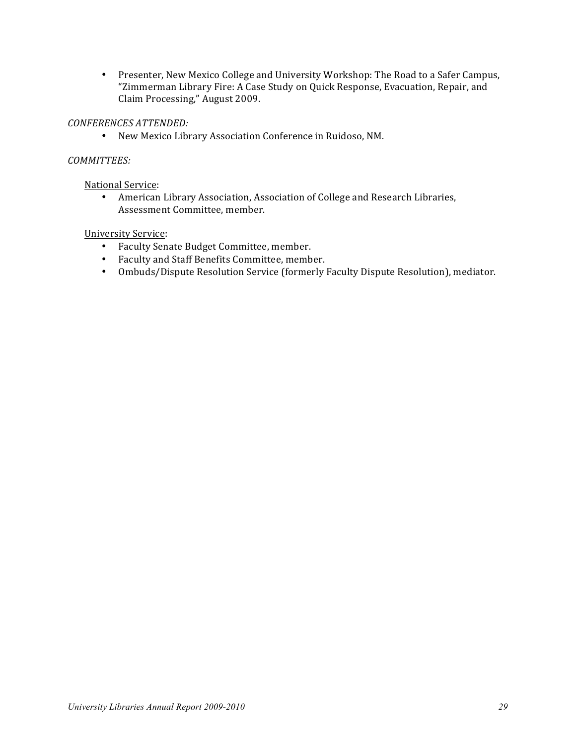- Presenter, New Mexico College and University Workshop: The Road to a Safer Campus, "Zimmerman Library Fire: A Case Study on Quick Response, Evacuation, Repair, and Claim Processing," August 2009.

*CONFERENCES ATTENDED:*

- New Mexico Library Association Conference in Ruidoso, NM.

*COMMITTEES:*

<u>National Service</u>:

- American Library Association, Association of College and Research Libraries, Assessment Committee, member.

<u>University Service</u>:

- Faculty Senate Budget Committee, member.
- Faculty and Staff Benefits Committee, member.
- Ombuds/Dispute Resolution Service (formerly Faculty Dispute Resolution), mediator.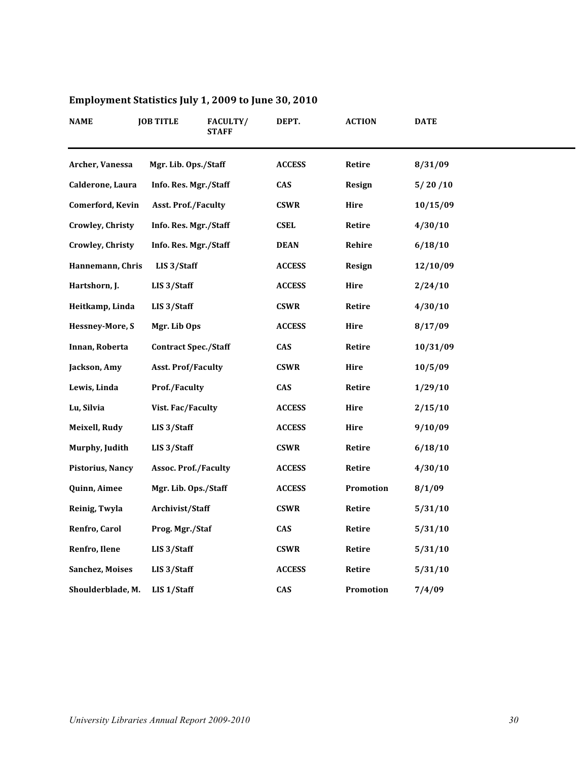## Employment Statistics July 1, 2009 to June 30, 2010

| NAME | JOB TITLE | FACULTY/ STAFF | DEPT. | ACTION | DATE |
|---|---|---|---|---|---|
| Archer, Vanessa | Mgr. Lib. Ops./Staff | | ACCESS | Retire | 8/31/09 |
| Calderone, Laura | Info. Res. Mgr./Staff | | CAS | Resign | 5/ 20 /10 |
| Comerford, Kevin | Asst. Prof./Faculty | | CSWR | Hire | 10/15/09 |
| Crowley, Christy | Info. Res. Mgr./Staff | | CSEL | Retire | 4/30/10 |
| Crowley, Christy | Info. Res. Mgr./Staff | | DEAN | Rehire | 6/18/10 |
| Hannemann, Chris | LIS 3/Staff | | ACCESS | Resign | 12/10/09 |
| Hartshorn, J. | LIS 3/Staff | | ACCESS | Hire | 2/24/10 |
| Heitkamp, Linda | LIS 3/Staff | | CSWR | Retire | 4/30/10 |
| Hessney-More, S | Mgr. Lib Ops | | ACCESS | Hire | 8/17/09 |
| Innan, Roberta | Contract Spec./Staff | | CAS | Retire | 10/31/09 |
| Jackson, Amy | Asst. Prof/Faculty | | CSWR | Hire | 10/5/09 |
| Lewis, Linda | Prof./Faculty | | CAS | Retire | 1/29/10 |
| Lu, Silvia | Vist. Fac/Faculty | | ACCESS | Hire | 2/15/10 |
| Meixell, Rudy | LIS 3/Staff | | ACCESS | Hire | 9/10/09 |
| Murphy, Judith | LIS 3/Staff | | CSWR | Retire | 6/18/10 |
| Pistorius, Nancy | Assoc. Prof./Faculty | | ACCESS | Retire | 4/30/10 |
| Quinn, Aimee | Mgr. Lib. Ops./Staff | | ACCESS | Promotion | 8/1/09 |
| Reinig, Twyla | Archivist/Staff | | CSWR | Retire | 5/31/10 |
| Renfro, Carol | Prog. Mgr./Staf | | CAS | Retire | 5/31/10 |
| Renfro, Ilene | LIS 3/Staff | | CSWR | Retire | 5/31/10 |
| Sanchez, Moises | LIS 3/Staff | | ACCESS | Retire | 5/31/10 |
| Shoulderblade, M. | LIS 1/Staff | | CAS | Promotion | 7/4/09 |